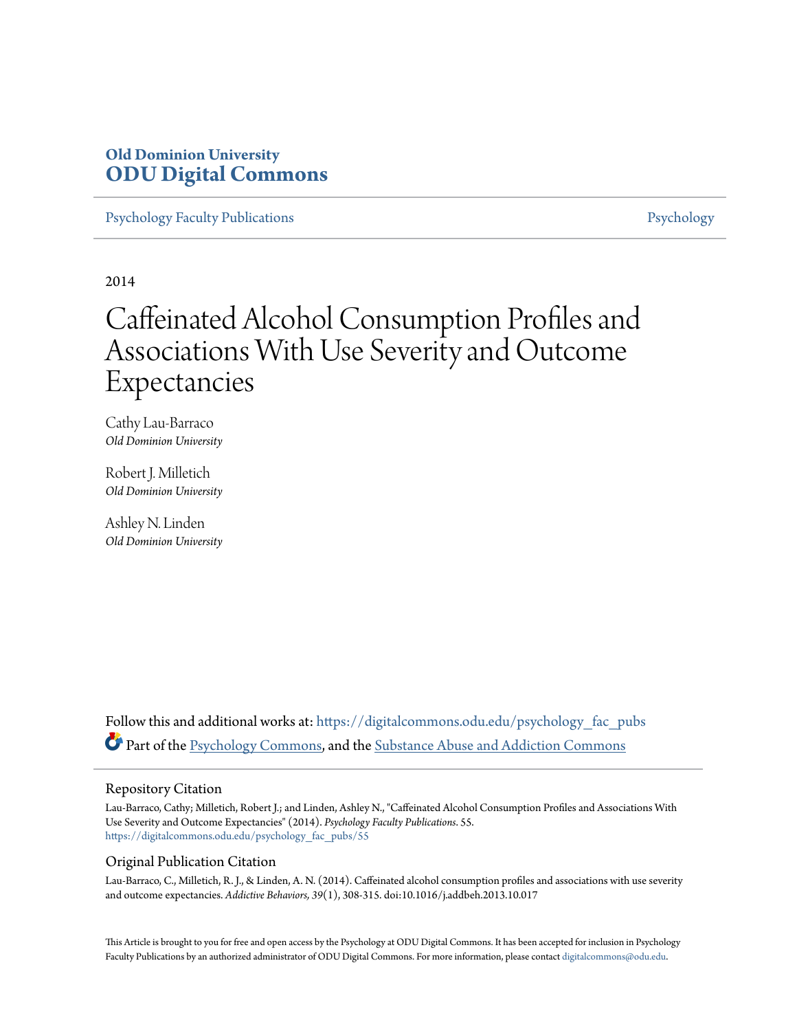**Old Dominion University**
**ODU Digital Commons**

Psychology Faculty Publications | Psychology

2014

# Caffeinated Alcohol Consumption Profiles and Associations With Use Severity and Outcome Expectancies

Cathy Lau-Barraco
*Old Dominion University*

Robert J. Milletich
*Old Dominion University*

Ashley N. Linden
*Old Dominion University*

Follow this and additional works at: https://digitalcommons.odu.edu/psychology_fac_pubs

Part of the Psychology Commons, and the Substance Abuse and Addiction Commons

## Repository Citation

Lau-Barraco, Cathy; Milletich, Robert J.; and Linden, Ashley N., "Caffeinated Alcohol Consumption Profiles and Associations With Use Severity and Outcome Expectancies" (2014). *Psychology Faculty Publications*. 55.
https://digitalcommons.odu.edu/psychology_fac_pubs/55

## Original Publication Citation

Lau-Barraco, C., Milletich, R. J., & Linden, A. N. (2014). Caffeinated alcohol consumption profiles and associations with use severity and outcome expectancies. *Addictive Behaviors, 39*(1), 308-315. doi:10.1016/j.addbeh.2013.10.017

This Article is brought to you for free and open access by the Psychology at ODU Digital Commons. It has been accepted for inclusion in Psychology Faculty Publications by an authorized administrator of ODU Digital Commons. For more information, please contact digitalcommons@odu.edu.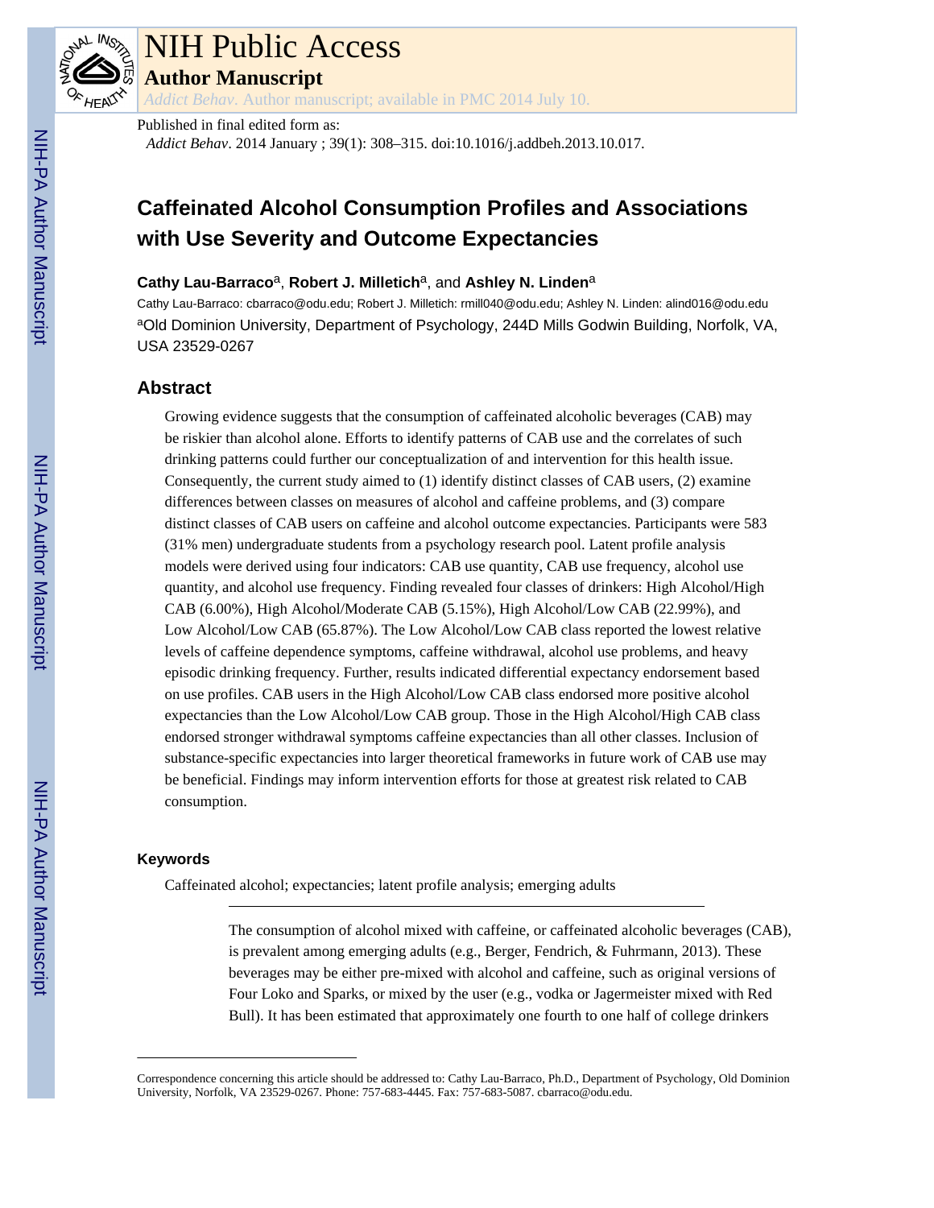# Caffeinated Alcohol Consumption Profiles and Associations with Use Severity and Outcome Expectancies

**Cathy Lau-Barraco**[a], **Robert J. Milletich**[a], and **Ashley N. Linden**[a]

Cathy Lau-Barraco: cbarraco@odu.edu; Robert J. Milletich: rmill040@odu.edu; Ashley N. Linden: alind016@odu.edu

[a]Old Dominion University, Department of Psychology, 244D Mills Godwin Building, Norfolk, VA, USA 23529-0267

## Abstract

Growing evidence suggests that the consumption of caffeinated alcoholic beverages (CAB) may be riskier than alcohol alone. Efforts to identify patterns of CAB use and the correlates of such drinking patterns could further our conceptualization of and intervention for this health issue. Consequently, the current study aimed to (1) identify distinct classes of CAB users, (2) examine differences between classes on measures of alcohol and caffeine problems, and (3) compare distinct classes of CAB users on caffeine and alcohol outcome expectancies. Participants were 583 (31% men) undergraduate students from a psychology research pool. Latent profile analysis models were derived using four indicators: CAB use quantity, CAB use frequency, alcohol use quantity, and alcohol use frequency. Finding revealed four classes of drinkers: High Alcohol/High CAB (6.00%), High Alcohol/Moderate CAB (5.15%), High Alcohol/Low CAB (22.99%), and Low Alcohol/Low CAB (65.87%). The Low Alcohol/Low CAB class reported the lowest relative levels of caffeine dependence symptoms, caffeine withdrawal, alcohol use problems, and heavy episodic drinking frequency. Further, results indicated differential expectancy endorsement based on use profiles. CAB users in the High Alcohol/Low CAB class endorsed more positive alcohol expectancies than the Low Alcohol/Low CAB group. Those in the High Alcohol/High CAB class endorsed stronger withdrawal symptoms caffeine expectancies than all other classes. Inclusion of substance-specific expectancies into larger theoretical frameworks in future work of CAB use may be beneficial. Findings may inform intervention efforts for those at greatest risk related to CAB consumption.

### Keywords

Caffeinated alcohol; expectancies; latent profile analysis; emerging adults

---

The consumption of alcohol mixed with caffeine, or caffeinated alcoholic beverages (CAB), is prevalent among emerging adults (e.g., Berger, Fendrich, & Fuhrmann, 2013). These beverages may be either pre-mixed with alcohol and caffeine, such as original versions of Four Loko and Sparks, or mixed by the user (e.g., vodka or Jagermeister mixed with Red Bull). It has been estimated that approximately one fourth to one half of college drinkers

---

Correspondence concerning this article should be addressed to: Cathy Lau-Barraco, Ph.D., Department of Psychology, Old Dominion University, Norfolk, VA 23529-0267. Phone: 757-683-4445. Fax: 757-683-5087. cbarraco@odu.edu.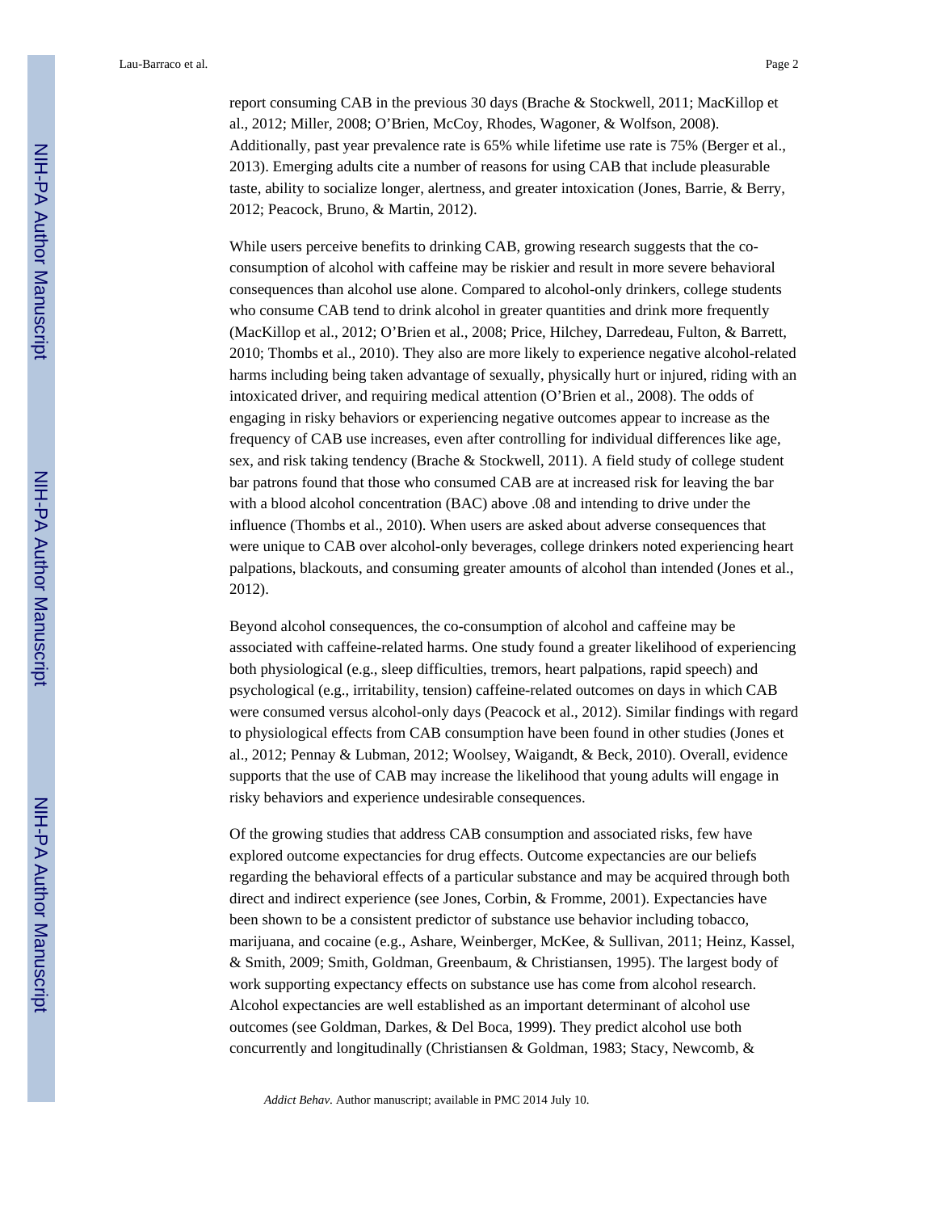report consuming CAB in the previous 30 days (Brache & Stockwell, 2011; MacKillop et al., 2012; Miller, 2008; O'Brien, McCoy, Rhodes, Wagoner, & Wolfson, 2008). Additionally, past year prevalence rate is 65% while lifetime use rate is 75% (Berger et al., 2013). Emerging adults cite a number of reasons for using CAB that include pleasurable taste, ability to socialize longer, alertness, and greater intoxication (Jones, Barrie, & Berry, 2012; Peacock, Bruno, & Martin, 2012).

While users perceive benefits to drinking CAB, growing research suggests that the co-consumption of alcohol with caffeine may be riskier and result in more severe behavioral consequences than alcohol use alone. Compared to alcohol-only drinkers, college students who consume CAB tend to drink alcohol in greater quantities and drink more frequently (MacKillop et al., 2012; O'Brien et al., 2008; Price, Hilchey, Darredeau, Fulton, & Barrett, 2010; Thombs et al., 2010). They also are more likely to experience negative alcohol-related harms including being taken advantage of sexually, physically hurt or injured, riding with an intoxicated driver, and requiring medical attention (O'Brien et al., 2008). The odds of engaging in risky behaviors or experiencing negative outcomes appear to increase as the frequency of CAB use increases, even after controlling for individual differences like age, sex, and risk taking tendency (Brache & Stockwell, 2011). A field study of college student bar patrons found that those who consumed CAB are at increased risk for leaving the bar with a blood alcohol concentration (BAC) above .08 and intending to drive under the influence (Thombs et al., 2010). When users are asked about adverse consequences that were unique to CAB over alcohol-only beverages, college drinkers noted experiencing heart palpations, blackouts, and consuming greater amounts of alcohol than intended (Jones et al., 2012).

Beyond alcohol consequences, the co-consumption of alcohol and caffeine may be associated with caffeine-related harms. One study found a greater likelihood of experiencing both physiological (e.g., sleep difficulties, tremors, heart palpations, rapid speech) and psychological (e.g., irritability, tension) caffeine-related outcomes on days in which CAB were consumed versus alcohol-only days (Peacock et al., 2012). Similar findings with regard to physiological effects from CAB consumption have been found in other studies (Jones et al., 2012; Pennay & Lubman, 2012; Woolsey, Waigandt, & Beck, 2010). Overall, evidence supports that the use of CAB may increase the likelihood that young adults will engage in risky behaviors and experience undesirable consequences.

Of the growing studies that address CAB consumption and associated risks, few have explored outcome expectancies for drug effects. Outcome expectancies are our beliefs regarding the behavioral effects of a particular substance and may be acquired through both direct and indirect experience (see Jones, Corbin, & Fromme, 2001). Expectancies have been shown to be a consistent predictor of substance use behavior including tobacco, marijuana, and cocaine (e.g., Ashare, Weinberger, McKee, & Sullivan, 2011; Heinz, Kassel, & Smith, 2009; Smith, Goldman, Greenbaum, & Christiansen, 1995). The largest body of work supporting expectancy effects on substance use has come from alcohol research. Alcohol expectancies are well established as an important determinant of alcohol use outcomes (see Goldman, Darkes, & Del Boca, 1999). They predict alcohol use both concurrently and longitudinally (Christiansen & Goldman, 1983; Stacy, Newcomb, &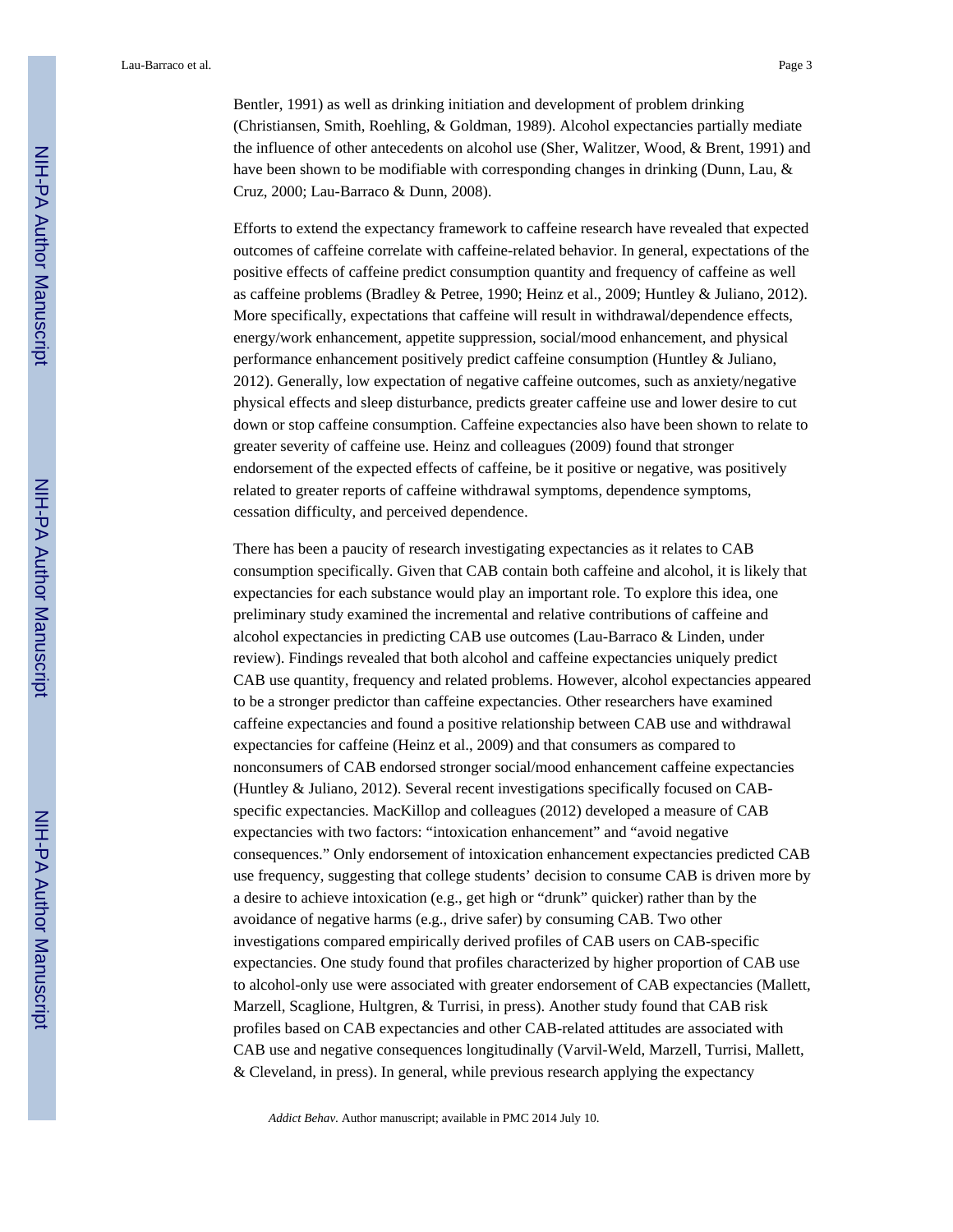Bentler, 1991) as well as drinking initiation and development of problem drinking (Christiansen, Smith, Roehling, & Goldman, 1989). Alcohol expectancies partially mediate the influence of other antecedents on alcohol use (Sher, Walitzer, Wood, & Brent, 1991) and have been shown to be modifiable with corresponding changes in drinking (Dunn, Lau, & Cruz, 2000; Lau-Barraco & Dunn, 2008).

Efforts to extend the expectancy framework to caffeine research have revealed that expected outcomes of caffeine correlate with caffeine-related behavior. In general, expectations of the positive effects of caffeine predict consumption quantity and frequency of caffeine as well as caffeine problems (Bradley & Petree, 1990; Heinz et al., 2009; Huntley & Juliano, 2012). More specifically, expectations that caffeine will result in withdrawal/dependence effects, energy/work enhancement, appetite suppression, social/mood enhancement, and physical performance enhancement positively predict caffeine consumption (Huntley & Juliano, 2012). Generally, low expectation of negative caffeine outcomes, such as anxiety/negative physical effects and sleep disturbance, predicts greater caffeine use and lower desire to cut down or stop caffeine consumption. Caffeine expectancies also have been shown to relate to greater severity of caffeine use. Heinz and colleagues (2009) found that stronger endorsement of the expected effects of caffeine, be it positive or negative, was positively related to greater reports of caffeine withdrawal symptoms, dependence symptoms, cessation difficulty, and perceived dependence.

There has been a paucity of research investigating expectancies as it relates to CAB consumption specifically. Given that CAB contain both caffeine and alcohol, it is likely that expectancies for each substance would play an important role. To explore this idea, one preliminary study examined the incremental and relative contributions of caffeine and alcohol expectancies in predicting CAB use outcomes (Lau-Barraco & Linden, under review). Findings revealed that both alcohol and caffeine expectancies uniquely predict CAB use quantity, frequency and related problems. However, alcohol expectancies appeared to be a stronger predictor than caffeine expectancies. Other researchers have examined caffeine expectancies and found a positive relationship between CAB use and withdrawal expectancies for caffeine (Heinz et al., 2009) and that consumers as compared to nonconsumers of CAB endorsed stronger social/mood enhancement caffeine expectancies (Huntley & Juliano, 2012). Several recent investigations specifically focused on CAB-specific expectancies. MacKillop and colleagues (2012) developed a measure of CAB expectancies with two factors: "intoxication enhancement" and "avoid negative consequences." Only endorsement of intoxication enhancement expectancies predicted CAB use frequency, suggesting that college students' decision to consume CAB is driven more by a desire to achieve intoxication (e.g., get high or "drunk" quicker) rather than by the avoidance of negative harms (e.g., drive safer) by consuming CAB. Two other investigations compared empirically derived profiles of CAB users on CAB-specific expectancies. One study found that profiles characterized by higher proportion of CAB use to alcohol-only use were associated with greater endorsement of CAB expectancies (Mallett, Marzell, Scaglione, Hultgren, & Turrisi, in press). Another study found that CAB risk profiles based on CAB expectancies and other CAB-related attitudes are associated with CAB use and negative consequences longitudinally (Varvil-Weld, Marzell, Turrisi, Mallett, & Cleveland, in press). In general, while previous research applying the expectancy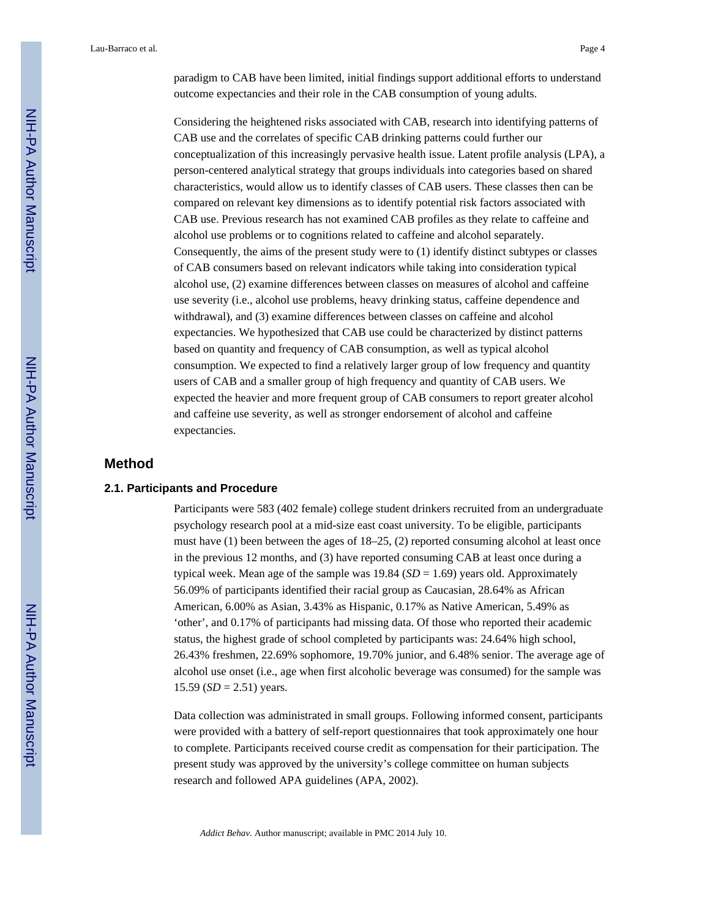paradigm to CAB have been limited, initial findings support additional efforts to understand outcome expectancies and their role in the CAB consumption of young adults.

Considering the heightened risks associated with CAB, research into identifying patterns of CAB use and the correlates of specific CAB drinking patterns could further our conceptualization of this increasingly pervasive health issue. Latent profile analysis (LPA), a person-centered analytical strategy that groups individuals into categories based on shared characteristics, would allow us to identify classes of CAB users. These classes then can be compared on relevant key dimensions as to identify potential risk factors associated with CAB use. Previous research has not examined CAB profiles as they relate to caffeine and alcohol use problems or to cognitions related to caffeine and alcohol separately. Consequently, the aims of the present study were to (1) identify distinct subtypes or classes of CAB consumers based on relevant indicators while taking into consideration typical alcohol use, (2) examine differences between classes on measures of alcohol and caffeine use severity (i.e., alcohol use problems, heavy drinking status, caffeine dependence and withdrawal), and (3) examine differences between classes on caffeine and alcohol expectancies. We hypothesized that CAB use could be characterized by distinct patterns based on quantity and frequency of CAB consumption, as well as typical alcohol consumption. We expected to find a relatively larger group of low frequency and quantity users of CAB and a smaller group of high frequency and quantity of CAB users. We expected the heavier and more frequent group of CAB consumers to report greater alcohol and caffeine use severity, as well as stronger endorsement of alcohol and caffeine expectancies.

## Method

### 2.1. Participants and Procedure

Participants were 583 (402 female) college student drinkers recruited from an undergraduate psychology research pool at a mid-size east coast university. To be eligible, participants must have (1) been between the ages of 18–25, (2) reported consuming alcohol at least once in the previous 12 months, and (3) have reported consuming CAB at least once during a typical week. Mean age of the sample was 19.84 (*SD* = 1.69) years old. Approximately 56.09% of participants identified their racial group as Caucasian, 28.64% as African American, 6.00% as Asian, 3.43% as Hispanic, 0.17% as Native American, 5.49% as 'other', and 0.17% of participants had missing data. Of those who reported their academic status, the highest grade of school completed by participants was: 24.64% high school, 26.43% freshmen, 22.69% sophomore, 19.70% junior, and 6.48% senior. The average age of alcohol use onset (i.e., age when first alcoholic beverage was consumed) for the sample was 15.59 (*SD* = 2.51) years.

Data collection was administrated in small groups. Following informed consent, participants were provided with a battery of self-report questionnaires that took approximately one hour to complete. Participants received course credit as compensation for their participation. The present study was approved by the university's college committee on human subjects research and followed APA guidelines (APA, 2002).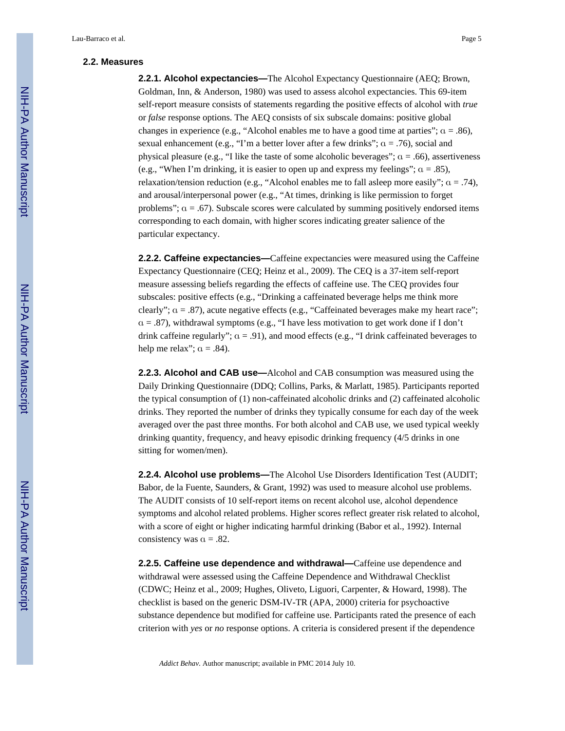### 2.2. Measures

**2.2.1. Alcohol expectancies—**The Alcohol Expectancy Questionnaire (AEQ; Brown, Goldman, Inn, & Anderson, 1980) was used to assess alcohol expectancies. This 69-item self-report measure consists of statements regarding the positive effects of alcohol with *true* or *false* response options. The AEQ consists of six subscale domains: positive global changes in experience (e.g., "Alcohol enables me to have a good time at parties"; $\alpha = .86$), sexual enhancement (e.g., "I'm a better lover after a few drinks"; $\alpha = .76$), social and physical pleasure (e.g., "I like the taste of some alcoholic beverages"; $\alpha = .66$), assertiveness (e.g., "When I'm drinking, it is easier to open up and express my feelings"; $\alpha = .85$), relaxation/tension reduction (e.g., "Alcohol enables me to fall asleep more easily"; $\alpha = .74$), and arousal/interpersonal power (e.g., "At times, drinking is like permission to forget problems"; $\alpha = .67$). Subscale scores were calculated by summing positively endorsed items corresponding to each domain, with higher scores indicating greater salience of the particular expectancy.

**2.2.2. Caffeine expectancies—**Caffeine expectancies were measured using the Caffeine Expectancy Questionnaire (CEQ; Heinz et al., 2009). The CEQ is a 37-item self-report measure assessing beliefs regarding the effects of caffeine use. The CEQ provides four subscales: positive effects (e.g., "Drinking a caffeinated beverage helps me think more clearly"; $\alpha = .87$), acute negative effects (e.g., "Caffeinated beverages make my heart race"; $\alpha = .87$), withdrawal symptoms (e.g., "I have less motivation to get work done if I don't drink caffeine regularly"; $\alpha = .91$), and mood effects (e.g., "I drink caffeinated beverages to help me relax"; $\alpha = .84$).

**2.2.3. Alcohol and CAB use—**Alcohol and CAB consumption was measured using the Daily Drinking Questionnaire (DDQ; Collins, Parks, & Marlatt, 1985). Participants reported the typical consumption of (1) non-caffeinated alcoholic drinks and (2) caffeinated alcoholic drinks. They reported the number of drinks they typically consume for each day of the week averaged over the past three months. For both alcohol and CAB use, we used typical weekly drinking quantity, frequency, and heavy episodic drinking frequency (4/5 drinks in one sitting for women/men).

**2.2.4. Alcohol use problems—**The Alcohol Use Disorders Identification Test (AUDIT; Babor, de la Fuente, Saunders, & Grant, 1992) was used to measure alcohol use problems. The AUDIT consists of 10 self-report items on recent alcohol use, alcohol dependence symptoms and alcohol related problems. Higher scores reflect greater risk related to alcohol, with a score of eight or higher indicating harmful drinking (Babor et al., 1992). Internal consistency was $\alpha = .82$.

**2.2.5. Caffeine use dependence and withdrawal—**Caffeine use dependence and withdrawal were assessed using the Caffeine Dependence and Withdrawal Checklist (CDWC; Heinz et al., 2009; Hughes, Oliveto, Liguori, Carpenter, & Howard, 1998). The checklist is based on the generic DSM-IV-TR (APA, 2000) criteria for psychoactive substance dependence but modified for caffeine use. Participants rated the presence of each criterion with *yes* or *no* response options. A criteria is considered present if the dependence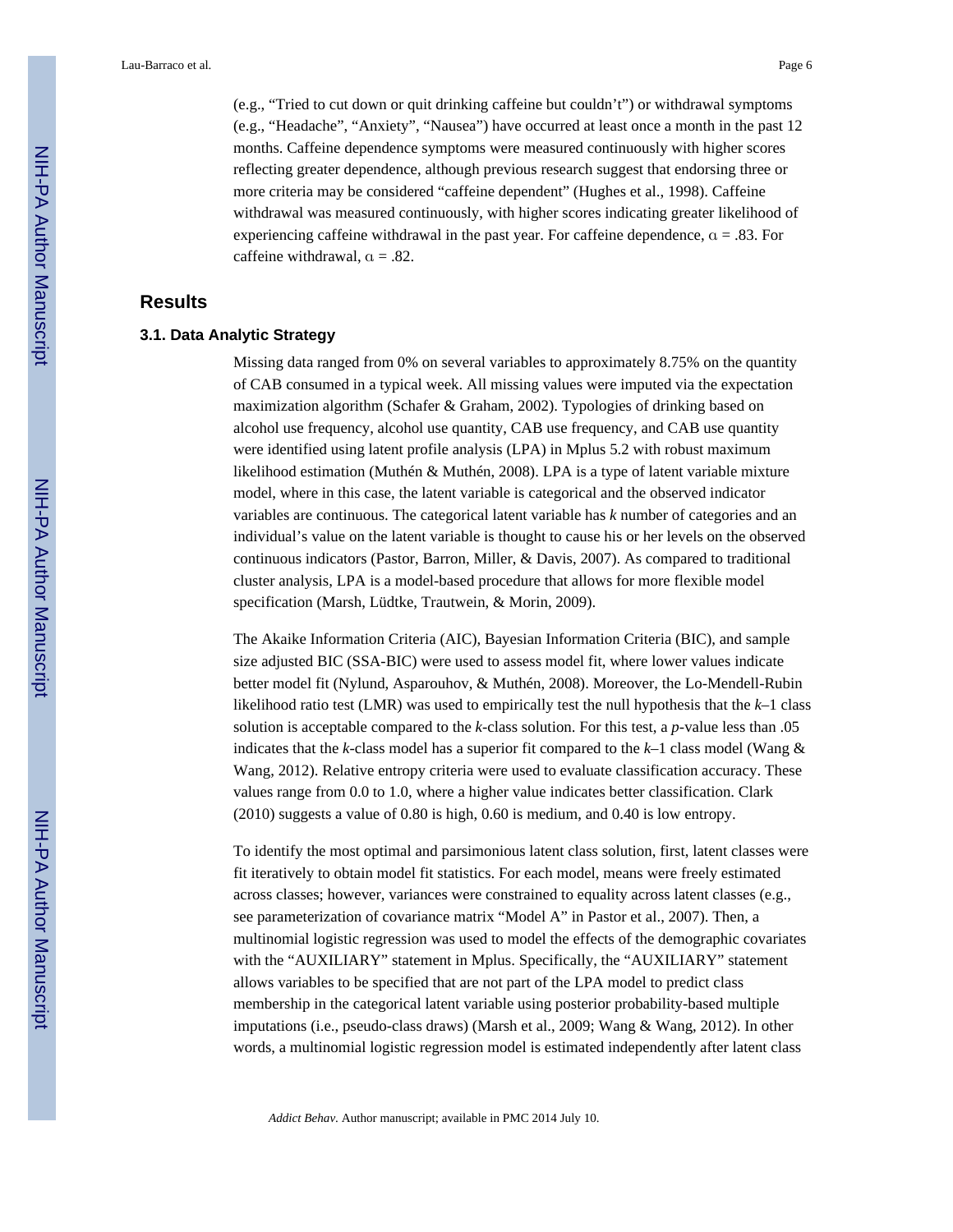(e.g., "Tried to cut down or quit drinking caffeine but couldn't") or withdrawal symptoms (e.g., "Headache", "Anxiety", "Nausea") have occurred at least once a month in the past 12 months. Caffeine dependence symptoms were measured continuously with higher scores reflecting greater dependence, although previous research suggest that endorsing three or more criteria may be considered "caffeine dependent" (Hughes et al., 1998). Caffeine withdrawal was measured continuously, with higher scores indicating greater likelihood of experiencing caffeine withdrawal in the past year. For caffeine dependence, $\alpha = .83$. For caffeine withdrawal, $\alpha = .82$.

## Results

### 3.1. Data Analytic Strategy

Missing data ranged from 0% on several variables to approximately 8.75% on the quantity of CAB consumed in a typical week. All missing values were imputed via the expectation maximization algorithm (Schafer & Graham, 2002). Typologies of drinking based on alcohol use frequency, alcohol use quantity, CAB use frequency, and CAB use quantity were identified using latent profile analysis (LPA) in Mplus 5.2 with robust maximum likelihood estimation (Muthén & Muthén, 2008). LPA is a type of latent variable mixture model, where in this case, the latent variable is categorical and the observed indicator variables are continuous. The categorical latent variable has *k* number of categories and an individual's value on the latent variable is thought to cause his or her levels on the observed continuous indicators (Pastor, Barron, Miller, & Davis, 2007). As compared to traditional cluster analysis, LPA is a model-based procedure that allows for more flexible model specification (Marsh, Lüdtke, Trautwein, & Morin, 2009).

The Akaike Information Criteria (AIC), Bayesian Information Criteria (BIC), and sample size adjusted BIC (SSA-BIC) were used to assess model fit, where lower values indicate better model fit (Nylund, Asparouhov, & Muthén, 2008). Moreover, the Lo-Mendell-Rubin likelihood ratio test (LMR) was used to empirically test the null hypothesis that the $k$–1 class solution is acceptable compared to the $k$-class solution. For this test, a $p$-value less than .05 indicates that the $k$-class model has a superior fit compared to the $k$–1 class model (Wang & Wang, 2012). Relative entropy criteria were used to evaluate classification accuracy. These values range from 0.0 to 1.0, where a higher value indicates better classification. Clark (2010) suggests a value of 0.80 is high, 0.60 is medium, and 0.40 is low entropy.

To identify the most optimal and parsimonious latent class solution, first, latent classes were fit iteratively to obtain model fit statistics. For each model, means were freely estimated across classes; however, variances were constrained to equality across latent classes (e.g., see parameterization of covariance matrix "Model A" in Pastor et al., 2007). Then, a multinomial logistic regression was used to model the effects of the demographic covariates with the "AUXILIARY" statement in Mplus. Specifically, the "AUXILIARY" statement allows variables to be specified that are not part of the LPA model to predict class membership in the categorical latent variable using posterior probability-based multiple imputations (i.e., pseudo-class draws) (Marsh et al., 2009; Wang & Wang, 2012). In other words, a multinomial logistic regression model is estimated independently after latent class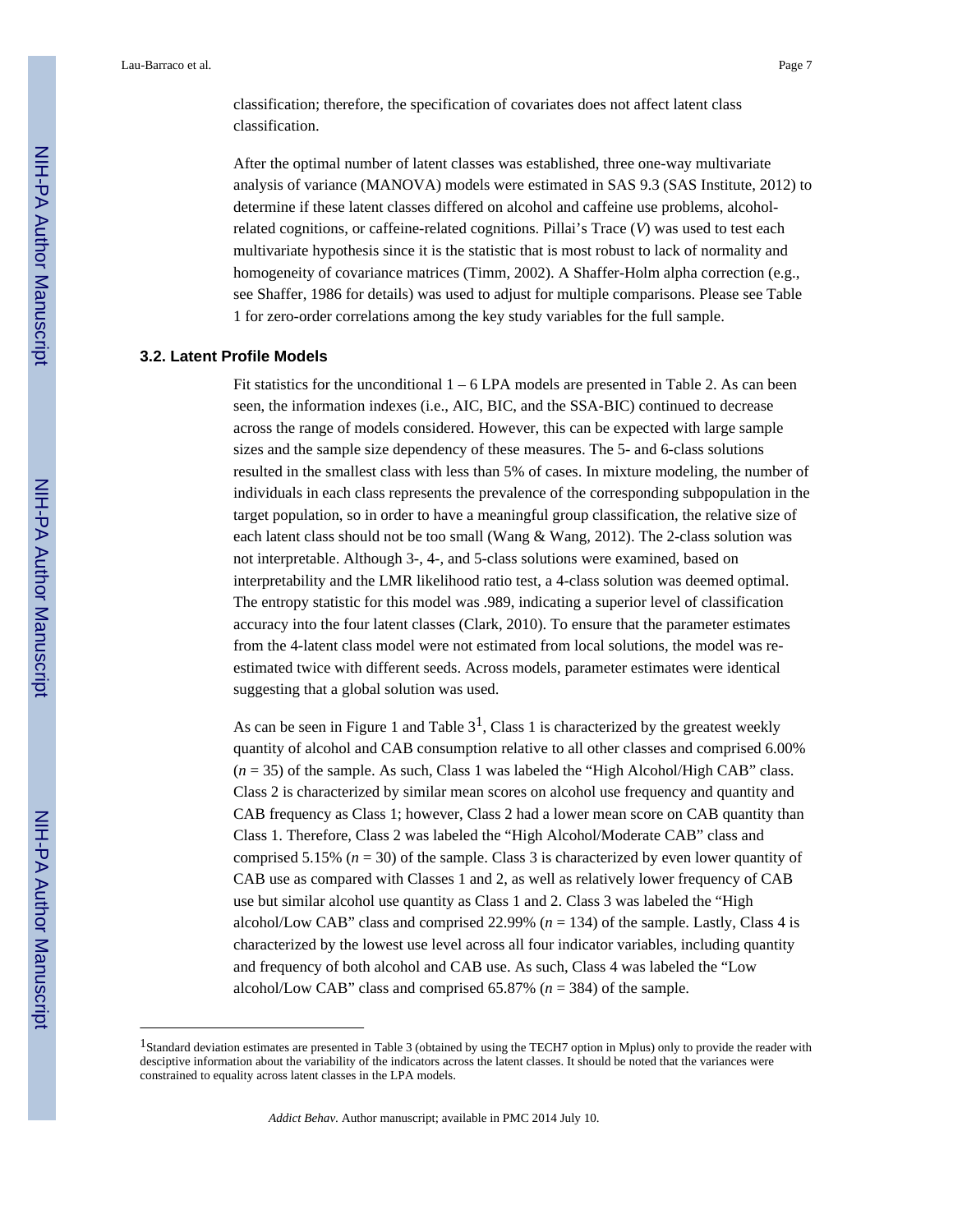classification; therefore, the specification of covariates does not affect latent class classification.

After the optimal number of latent classes was established, three one-way multivariate analysis of variance (MANOVA) models were estimated in SAS 9.3 (SAS Institute, 2012) to determine if these latent classes differed on alcohol and caffeine use problems, alcohol-related cognitions, or caffeine-related cognitions. Pillai's Trace ($V$) was used to test each multivariate hypothesis since it is the statistic that is most robust to lack of normality and homogeneity of covariance matrices (Timm, 2002). A Shaffer-Holm alpha correction (e.g., see Shaffer, 1986 for details) was used to adjust for multiple comparisons. Please see Table 1 for zero-order correlations among the key study variables for the full sample.

### 3.2. Latent Profile Models

Fit statistics for the unconditional 1 – 6 LPA models are presented in Table 2. As can been seen, the information indexes (i.e., AIC, BIC, and the SSA-BIC) continued to decrease across the range of models considered. However, this can be expected with large sample sizes and the sample size dependency of these measures. The 5- and 6-class solutions resulted in the smallest class with less than 5% of cases. In mixture modeling, the number of individuals in each class represents the prevalence of the corresponding subpopulation in the target population, so in order to have a meaningful group classification, the relative size of each latent class should not be too small (Wang & Wang, 2012). The 2-class solution was not interpretable. Although 3-, 4-, and 5-class solutions were examined, based on interpretability and the LMR likelihood ratio test, a 4-class solution was deemed optimal. The entropy statistic for this model was .989, indicating a superior level of classification accuracy into the four latent classes (Clark, 2010). To ensure that the parameter estimates from the 4-latent class model were not estimated from local solutions, the model was re-estimated twice with different seeds. Across models, parameter estimates were identical suggesting that a global solution was used.

As can be seen in Figure 1 and Table 3[1], Class 1 is characterized by the greatest weekly quantity of alcohol and CAB consumption relative to all other classes and comprised 6.00% ($n$ = 35) of the sample. As such, Class 1 was labeled the "High Alcohol/High CAB" class. Class 2 is characterized by similar mean scores on alcohol use frequency and quantity and CAB frequency as Class 1; however, Class 2 had a lower mean score on CAB quantity than Class 1. Therefore, Class 2 was labeled the "High Alcohol/Moderate CAB" class and comprised 5.15% ($n$ = 30) of the sample. Class 3 is characterized by even lower quantity of CAB use as compared with Classes 1 and 2, as well as relatively lower frequency of CAB use but similar alcohol use quantity as Class 1 and 2. Class 3 was labeled the "High alcohol/Low CAB" class and comprised 22.99% ($n$ = 134) of the sample. Lastly, Class 4 is characterized by the lowest use level across all four indicator variables, including quantity and frequency of both alcohol and CAB use. As such, Class 4 was labeled the "Low alcohol/Low CAB" class and comprised 65.87% ($n$ = 384) of the sample.

---

[1]Standard deviation estimates are presented in Table 3 (obtained by using the TECH7 option in Mplus) only to provide the reader with desciptive information about the variability of the indicators across the latent classes. It should be noted that the variances were constrained to equality across latent classes in the LPA models.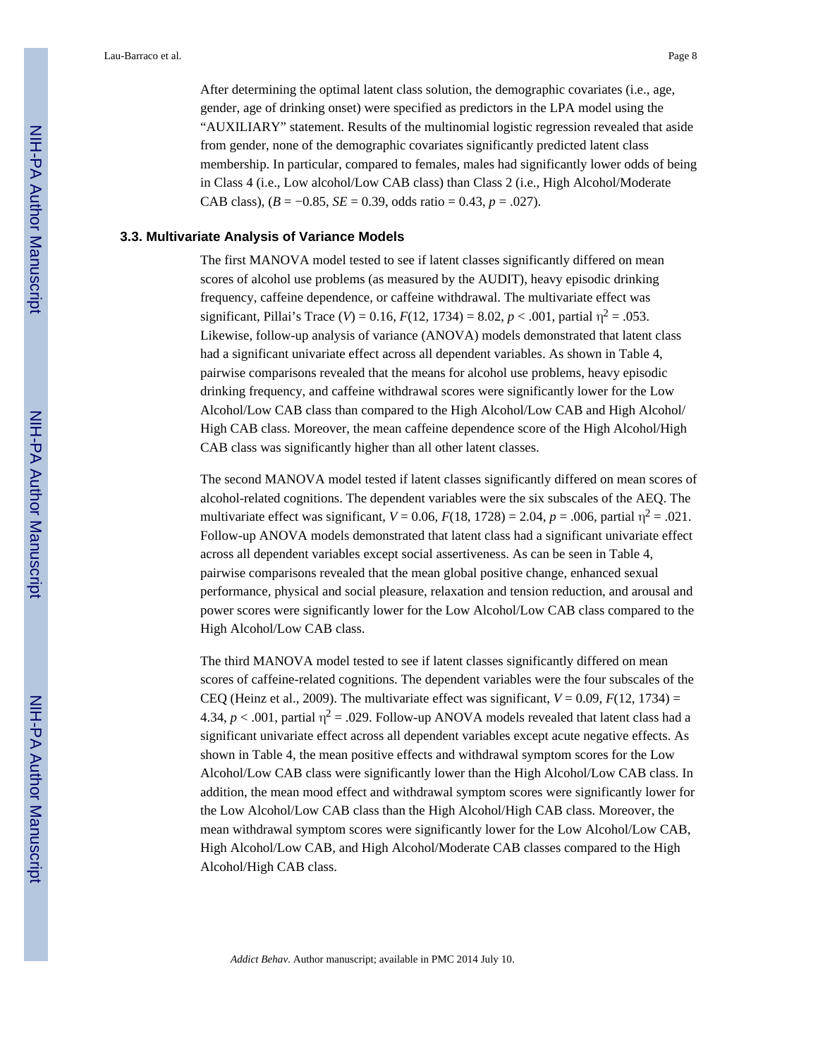After determining the optimal latent class solution, the demographic covariates (i.e., age, gender, age of drinking onset) were specified as predictors in the LPA model using the "AUXILIARY" statement. Results of the multinomial logistic regression revealed that aside from gender, none of the demographic covariates significantly predicted latent class membership. In particular, compared to females, males had significantly lower odds of being in Class 4 (i.e., Low alcohol/Low CAB class) than Class 2 (i.e., High Alcohol/Moderate CAB class), ($B = -0.85$, $SE = 0.39$, odds ratio = 0.43, $p = .027$).

### 3.3. Multivariate Analysis of Variance Models

The first MANOVA model tested to see if latent classes significantly differed on mean scores of alcohol use problems (as measured by the AUDIT), heavy episodic drinking frequency, caffeine dependence, or caffeine withdrawal. The multivariate effect was significant, Pillai's Trace ($V$) = 0.16, $F(12, 1734) = 8.02$, $p < .001$, partial $\eta^2 = .053$. Likewise, follow-up analysis of variance (ANOVA) models demonstrated that latent class had a significant univariate effect across all dependent variables. As shown in Table 4, pairwise comparisons revealed that the means for alcohol use problems, heavy episodic drinking frequency, and caffeine withdrawal scores were significantly lower for the Low Alcohol/Low CAB class than compared to the High Alcohol/Low CAB and High Alcohol/High CAB class. Moreover, the mean caffeine dependence score of the High Alcohol/High CAB class was significantly higher than all other latent classes.

The second MANOVA model tested if latent classes significantly differed on mean scores of alcohol-related cognitions. The dependent variables were the six subscales of the AEQ. The multivariate effect was significant, $V = 0.06$, $F(18, 1728) = 2.04$, $p = .006$, partial $\eta^2 = .021$. Follow-up ANOVA models demonstrated that latent class had a significant univariate effect across all dependent variables except social assertiveness. As can be seen in Table 4, pairwise comparisons revealed that the mean global positive change, enhanced sexual performance, physical and social pleasure, relaxation and tension reduction, and arousal and power scores were significantly lower for the Low Alcohol/Low CAB class compared to the High Alcohol/Low CAB class.

The third MANOVA model tested to see if latent classes significantly differed on mean scores of caffeine-related cognitions. The dependent variables were the four subscales of the CEQ (Heinz et al., 2009). The multivariate effect was significant, $V = 0.09$, $F(12, 1734) = 4.34$, $p < .001$, partial $\eta^2 = .029$. Follow-up ANOVA models revealed that latent class had a significant univariate effect across all dependent variables except acute negative effects. As shown in Table 4, the mean positive effects and withdrawal symptom scores for the Low Alcohol/Low CAB class were significantly lower than the High Alcohol/Low CAB class. In addition, the mean mood effect and withdrawal symptom scores were significantly lower for the Low Alcohol/Low CAB class than the High Alcohol/High CAB class. Moreover, the mean withdrawal symptom scores were significantly lower for the Low Alcohol/Low CAB, High Alcohol/Low CAB, and High Alcohol/Moderate CAB classes compared to the High Alcohol/High CAB class.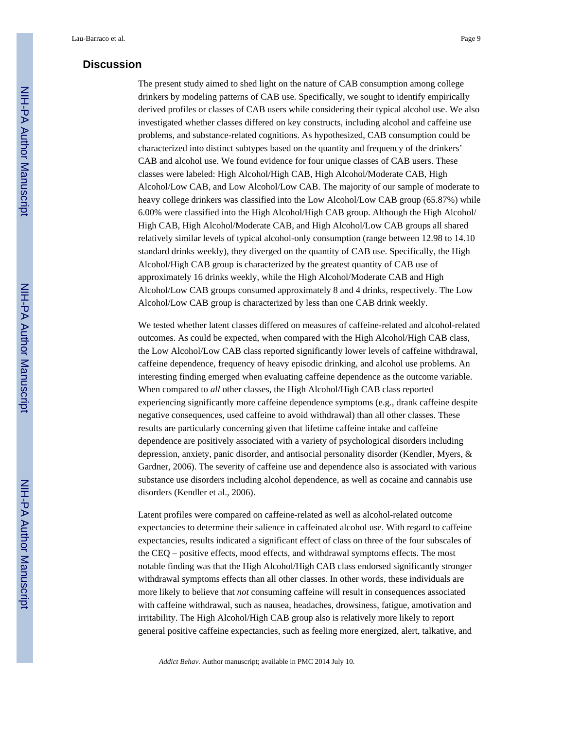## Discussion

The present study aimed to shed light on the nature of CAB consumption among college drinkers by modeling patterns of CAB use. Specifically, we sought to identify empirically derived profiles or classes of CAB users while considering their typical alcohol use. We also investigated whether classes differed on key constructs, including alcohol and caffeine use problems, and substance-related cognitions. As hypothesized, CAB consumption could be characterized into distinct subtypes based on the quantity and frequency of the drinkers' CAB and alcohol use. We found evidence for four unique classes of CAB users. These classes were labeled: High Alcohol/High CAB, High Alcohol/Moderate CAB, High Alcohol/Low CAB, and Low Alcohol/Low CAB. The majority of our sample of moderate to heavy college drinkers was classified into the Low Alcohol/Low CAB group (65.87%) while 6.00% were classified into the High Alcohol/High CAB group. Although the High Alcohol/High CAB, High Alcohol/Moderate CAB, and High Alcohol/Low CAB groups all shared relatively similar levels of typical alcohol-only consumption (range between 12.98 to 14.10 standard drinks weekly), they diverged on the quantity of CAB use. Specifically, the High Alcohol/High CAB group is characterized by the greatest quantity of CAB use of approximately 16 drinks weekly, while the High Alcohol/Moderate CAB and High Alcohol/Low CAB groups consumed approximately 8 and 4 drinks, respectively. The Low Alcohol/Low CAB group is characterized by less than one CAB drink weekly.

We tested whether latent classes differed on measures of caffeine-related and alcohol-related outcomes. As could be expected, when compared with the High Alcohol/High CAB class, the Low Alcohol/Low CAB class reported significantly lower levels of caffeine withdrawal, caffeine dependence, frequency of heavy episodic drinking, and alcohol use problems. An interesting finding emerged when evaluating caffeine dependence as the outcome variable. When compared to *all* other classes, the High Alcohol/High CAB class reported experiencing significantly more caffeine dependence symptoms (e.g., drank caffeine despite negative consequences, used caffeine to avoid withdrawal) than all other classes. These results are particularly concerning given that lifetime caffeine intake and caffeine dependence are positively associated with a variety of psychological disorders including depression, anxiety, panic disorder, and antisocial personality disorder (Kendler, Myers, & Gardner, 2006). The severity of caffeine use and dependence also is associated with various substance use disorders including alcohol dependence, as well as cocaine and cannabis use disorders (Kendler et al., 2006).

Latent profiles were compared on caffeine-related as well as alcohol-related outcome expectancies to determine their salience in caffeinated alcohol use. With regard to caffeine expectancies, results indicated a significant effect of class on three of the four subscales of the CEQ – positive effects, mood effects, and withdrawal symptoms effects. The most notable finding was that the High Alcohol/High CAB class endorsed significantly stronger withdrawal symptoms effects than all other classes. In other words, these individuals are more likely to believe that *not* consuming caffeine will result in consequences associated with caffeine withdrawal, such as nausea, headaches, drowsiness, fatigue, amotivation and irritability. The High Alcohol/High CAB group also is relatively more likely to report general positive caffeine expectancies, such as feeling more energized, alert, talkative, and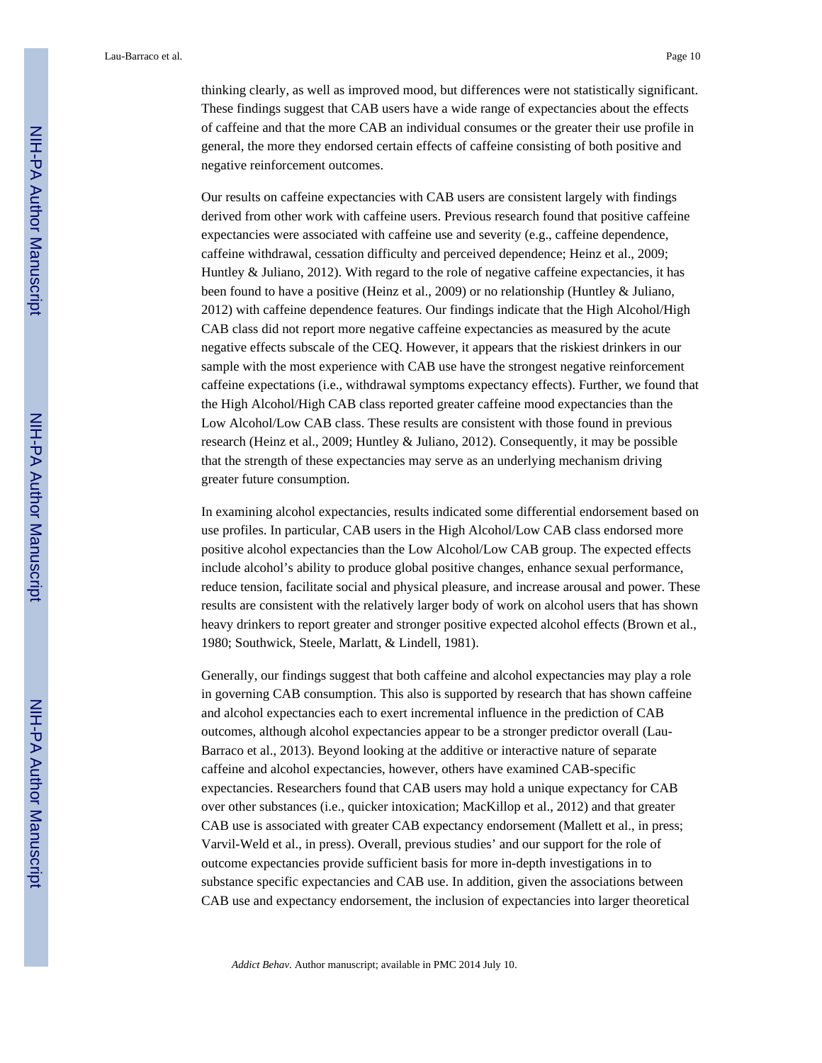thinking clearly, as well as improved mood, but differences were not statistically significant. These findings suggest that CAB users have a wide range of expectancies about the effects of caffeine and that the more CAB an individual consumes or the greater their use profile in general, the more they endorsed certain effects of caffeine consisting of both positive and negative reinforcement outcomes.

Our results on caffeine expectancies with CAB users are consistent largely with findings derived from other work with caffeine users. Previous research found that positive caffeine expectancies were associated with caffeine use and severity (e.g., caffeine dependence, caffeine withdrawal, cessation difficulty and perceived dependence; Heinz et al., 2009; Huntley & Juliano, 2012). With regard to the role of negative caffeine expectancies, it has been found to have a positive (Heinz et al., 2009) or no relationship (Huntley & Juliano, 2012) with caffeine dependence features. Our findings indicate that the High Alcohol/High CAB class did not report more negative caffeine expectancies as measured by the acute negative effects subscale of the CEQ. However, it appears that the riskiest drinkers in our sample with the most experience with CAB use have the strongest negative reinforcement caffeine expectations (i.e., withdrawal symptoms expectancy effects). Further, we found that the High Alcohol/High CAB class reported greater caffeine mood expectancies than the Low Alcohol/Low CAB class. These results are consistent with those found in previous research (Heinz et al., 2009; Huntley & Juliano, 2012). Consequently, it may be possible that the strength of these expectancies may serve as an underlying mechanism driving greater future consumption.

In examining alcohol expectancies, results indicated some differential endorsement based on use profiles. In particular, CAB users in the High Alcohol/Low CAB class endorsed more positive alcohol expectancies than the Low Alcohol/Low CAB group. The expected effects include alcohol's ability to produce global positive changes, enhance sexual performance, reduce tension, facilitate social and physical pleasure, and increase arousal and power. These results are consistent with the relatively larger body of work on alcohol users that has shown heavy drinkers to report greater and stronger positive expected alcohol effects (Brown et al., 1980; Southwick, Steele, Marlatt, & Lindell, 1981).

Generally, our findings suggest that both caffeine and alcohol expectancies may play a role in governing CAB consumption. This also is supported by research that has shown caffeine and alcohol expectancies each to exert incremental influence in the prediction of CAB outcomes, although alcohol expectancies appear to be a stronger predictor overall (Lau-Barraco et al., 2013). Beyond looking at the additive or interactive nature of separate caffeine and alcohol expectancies, however, others have examined CAB-specific expectancies. Researchers found that CAB users may hold a unique expectancy for CAB over other substances (i.e., quicker intoxication; MacKillop et al., 2012) and that greater CAB use is associated with greater CAB expectancy endorsement (Mallett et al., in press; Varvil-Weld et al., in press). Overall, previous studies' and our support for the role of outcome expectancies provide sufficient basis for more in-depth investigations in to substance specific expectancies and CAB use. In addition, given the associations between CAB use and expectancy endorsement, the inclusion of expectancies into larger theoretical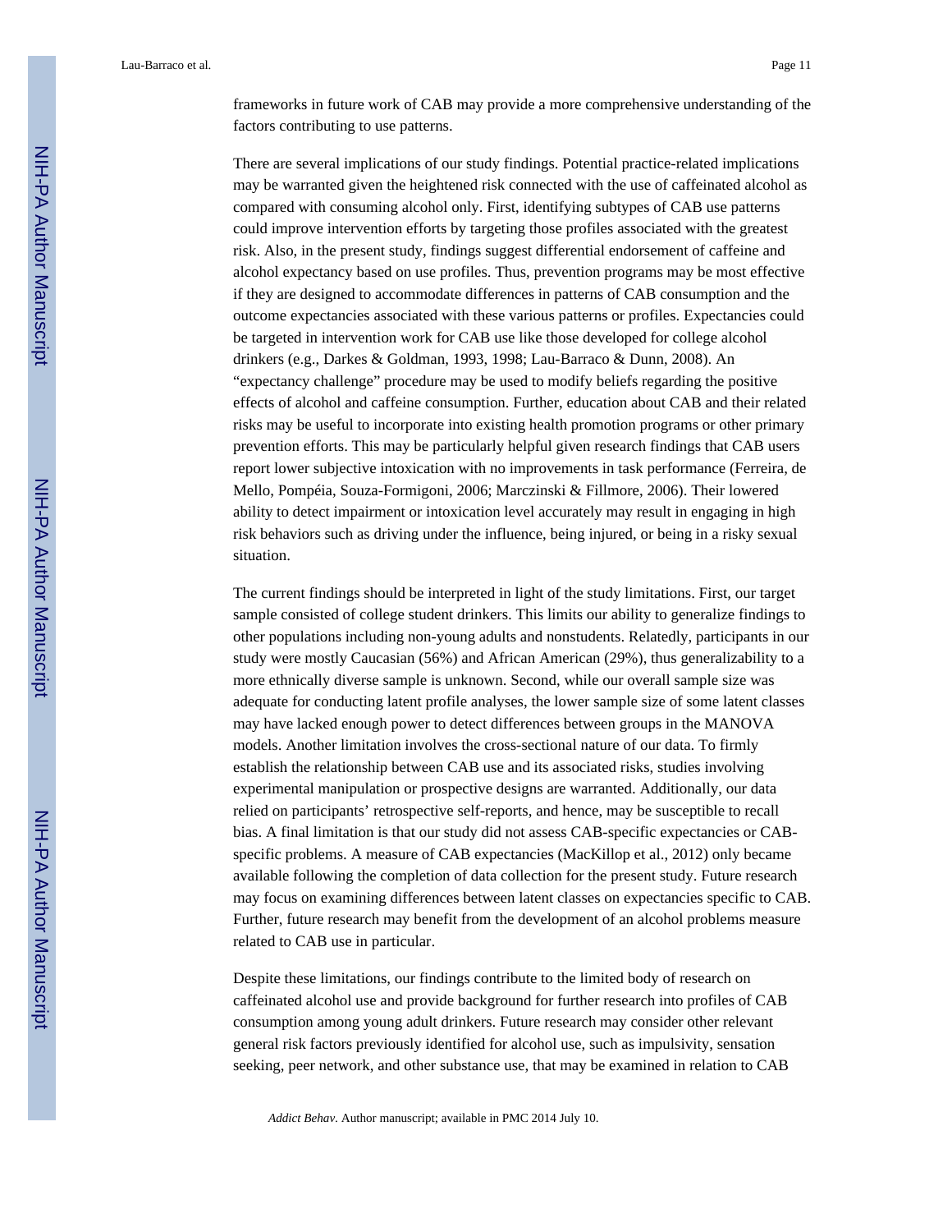frameworks in future work of CAB may provide a more comprehensive understanding of the factors contributing to use patterns.

There are several implications of our study findings. Potential practice-related implications may be warranted given the heightened risk connected with the use of caffeinated alcohol as compared with consuming alcohol only. First, identifying subtypes of CAB use patterns could improve intervention efforts by targeting those profiles associated with the greatest risk. Also, in the present study, findings suggest differential endorsement of caffeine and alcohol expectancy based on use profiles. Thus, prevention programs may be most effective if they are designed to accommodate differences in patterns of CAB consumption and the outcome expectancies associated with these various patterns or profiles. Expectancies could be targeted in intervention work for CAB use like those developed for college alcohol drinkers (e.g., Darkes & Goldman, 1993, 1998; Lau-Barraco & Dunn, 2008). An "expectancy challenge" procedure may be used to modify beliefs regarding the positive effects of alcohol and caffeine consumption. Further, education about CAB and their related risks may be useful to incorporate into existing health promotion programs or other primary prevention efforts. This may be particularly helpful given research findings that CAB users report lower subjective intoxication with no improvements in task performance (Ferreira, de Mello, Pompéia, Souza-Formigoni, 2006; Marczinski & Fillmore, 2006). Their lowered ability to detect impairment or intoxication level accurately may result in engaging in high risk behaviors such as driving under the influence, being injured, or being in a risky sexual situation.

The current findings should be interpreted in light of the study limitations. First, our target sample consisted of college student drinkers. This limits our ability to generalize findings to other populations including non-young adults and nonstudents. Relatedly, participants in our study were mostly Caucasian (56%) and African American (29%), thus generalizability to a more ethnically diverse sample is unknown. Second, while our overall sample size was adequate for conducting latent profile analyses, the lower sample size of some latent classes may have lacked enough power to detect differences between groups in the MANOVA models. Another limitation involves the cross-sectional nature of our data. To firmly establish the relationship between CAB use and its associated risks, studies involving experimental manipulation or prospective designs are warranted. Additionally, our data relied on participants' retrospective self-reports, and hence, may be susceptible to recall bias. A final limitation is that our study did not assess CAB-specific expectancies or CAB-specific problems. A measure of CAB expectancies (MacKillop et al., 2012) only became available following the completion of data collection for the present study. Future research may focus on examining differences between latent classes on expectancies specific to CAB. Further, future research may benefit from the development of an alcohol problems measure related to CAB use in particular.

Despite these limitations, our findings contribute to the limited body of research on caffeinated alcohol use and provide background for further research into profiles of CAB consumption among young adult drinkers. Future research may consider other relevant general risk factors previously identified for alcohol use, such as impulsivity, sensation seeking, peer network, and other substance use, that may be examined in relation to CAB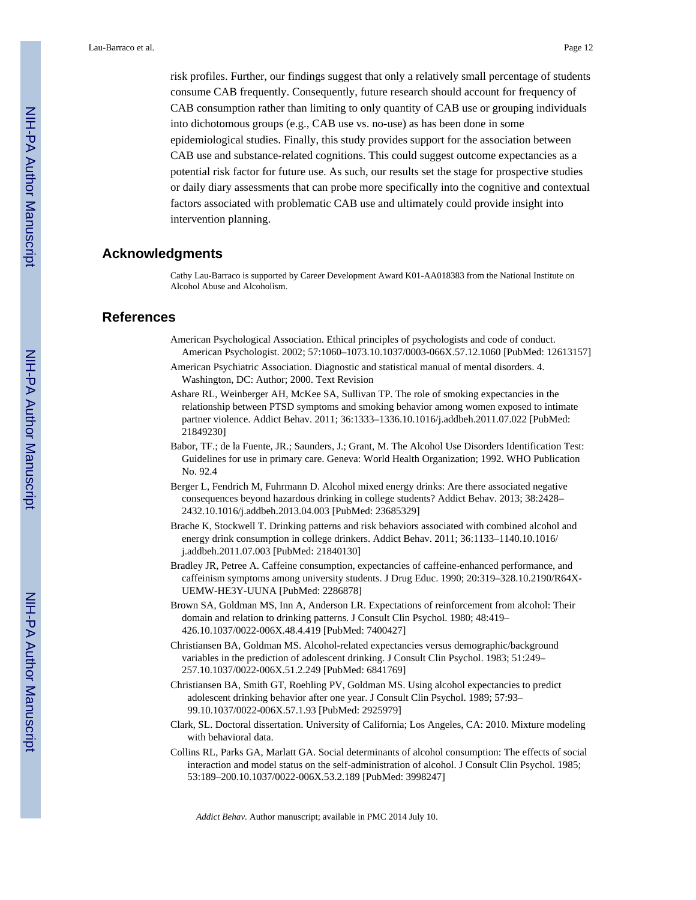risk profiles. Further, our findings suggest that only a relatively small percentage of students consume CAB frequently. Consequently, future research should account for frequency of CAB consumption rather than limiting to only quantity of CAB use or grouping individuals into dichotomous groups (e.g., CAB use vs. no-use) as has been done in some epidemiological studies. Finally, this study provides support for the association between CAB use and substance-related cognitions. This could suggest outcome expectancies as a potential risk factor for future use. As such, our results set the stage for prospective studies or daily diary assessments that can probe more specifically into the cognitive and contextual factors associated with problematic CAB use and ultimately could provide insight into intervention planning.

## Acknowledgments

Cathy Lau-Barraco is supported by Career Development Award K01-AA018383 from the National Institute on Alcohol Abuse and Alcoholism.

## References

American Psychological Association. Ethical principles of psychologists and code of conduct. American Psychologist. 2002; 57:1060–1073.10.1037/0003-066X.57.12.1060 [PubMed: 12613157]

American Psychiatric Association. Diagnostic and statistical manual of mental disorders. 4. Washington, DC: Author; 2000. Text Revision

Ashare RL, Weinberger AH, McKee SA, Sullivan TP. The role of smoking expectancies in the relationship between PTSD symptoms and smoking behavior among women exposed to intimate partner violence. Addict Behav. 2011; 36:1333–1336.10.1016/j.addbeh.2011.07.022 [PubMed: 21849230]

Babor, TF.; de la Fuente, JR.; Saunders, J.; Grant, M. The Alcohol Use Disorders Identification Test: Guidelines for use in primary care. Geneva: World Health Organization; 1992. WHO Publication No. 92.4

Berger L, Fendrich M, Fuhrmann D. Alcohol mixed energy drinks: Are there associated negative consequences beyond hazardous drinking in college students? Addict Behav. 2013; 38:2428–2432.10.1016/j.addbeh.2013.04.003 [PubMed: 23685329]

Brache K, Stockwell T. Drinking patterns and risk behaviors associated with combined alcohol and energy drink consumption in college drinkers. Addict Behav. 2011; 36:1133–1140.10.1016/j.addbeh.2011.07.003 [PubMed: 21840130]

Bradley JR, Petree A. Caffeine consumption, expectancies of caffeine-enhanced performance, and caffeinism symptoms among university students. J Drug Educ. 1990; 20:319–328.10.2190/R64X-UEMW-HE3Y-UUNA [PubMed: 2286878]

Brown SA, Goldman MS, Inn A, Anderson LR. Expectations of reinforcement from alcohol: Their domain and relation to drinking patterns. J Consult Clin Psychol. 1980; 48:419–426.10.1037/0022-006X.48.4.419 [PubMed: 7400427]

Christiansen BA, Goldman MS. Alcohol-related expectancies versus demographic/background variables in the prediction of adolescent drinking. J Consult Clin Psychol. 1983; 51:249–257.10.1037/0022-006X.51.2.249 [PubMed: 6841769]

Christiansen BA, Smith GT, Roehling PV, Goldman MS. Using alcohol expectancies to predict adolescent drinking behavior after one year. J Consult Clin Psychol. 1989; 57:93–99.10.1037/0022-006X.57.1.93 [PubMed: 2925979]

Clark, SL. Doctoral dissertation. University of California; Los Angeles, CA: 2010. Mixture modeling with behavioral data.

Collins RL, Parks GA, Marlatt GA. Social determinants of alcohol consumption: The effects of social interaction and model status on the self-administration of alcohol. J Consult Clin Psychol. 1985; 53:189–200.10.1037/0022-006X.53.2.189 [PubMed: 3998247]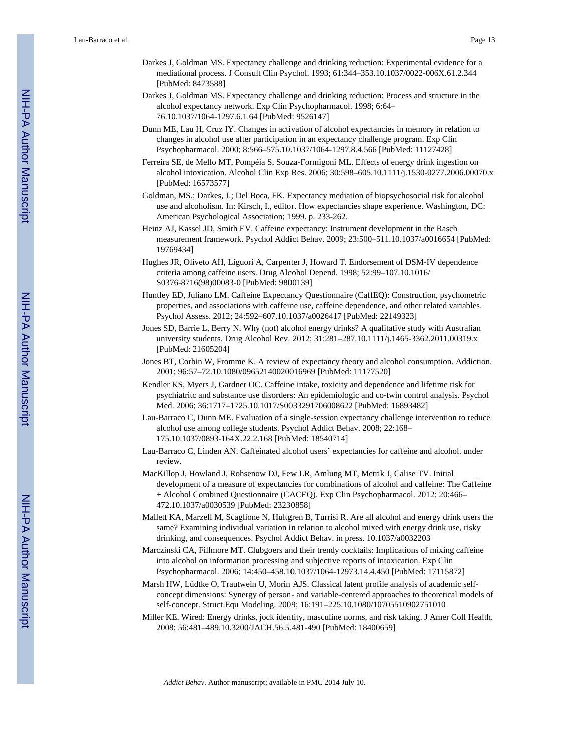Darkes J, Goldman MS. Expectancy challenge and drinking reduction: Experimental evidence for a mediational process. J Consult Clin Psychol. 1993; 61:344–353.10.1037/0022-006X.61.2.344 [PubMed: 8473588]

Darkes J, Goldman MS. Expectancy challenge and drinking reduction: Process and structure in the alcohol expectancy network. Exp Clin Psychopharmacol. 1998; 6:64–76.10.1037/1064-1297.6.1.64 [PubMed: 9526147]

Dunn ME, Lau H, Cruz IY. Changes in activation of alcohol expectancies in memory in relation to changes in alcohol use after participation in an expectancy challenge program. Exp Clin Psychopharmacol. 2000; 8:566–575.10.1037/1064-1297.8.4.566 [PubMed: 11127428]

Ferreira SE, de Mello MT, Pompéia S, Souza-Formigoni ML. Effects of energy drink ingestion on alcohol intoxication. Alcohol Clin Exp Res. 2006; 30:598–605.10.1111/j.1530-0277.2006.00070.x [PubMed: 16573577]

Goldman, MS.; Darkes, J.; Del Boca, FK. Expectancy mediation of biopsychosocial risk for alcohol use and alcoholism. In: Kirsch, I., editor. How expectancies shape experience. Washington, DC: American Psychological Association; 1999. p. 233-262.

Heinz AJ, Kassel JD, Smith EV. Caffeine expectancy: Instrument development in the Rasch measurement framework. Psychol Addict Behav. 2009; 23:500–511.10.1037/a0016654 [PubMed: 19769434]

Hughes JR, Oliveto AH, Liguori A, Carpenter J, Howard T. Endorsement of DSM-IV dependence criteria among caffeine users. Drug Alcohol Depend. 1998; 52:99–107.10.1016/S0376-8716(98)00083-0 [PubMed: 9800139]

Huntley ED, Juliano LM. Caffeine Expectancy Questionnaire (CaffEQ): Construction, psychometric properties, and associations with caffeine use, caffeine dependence, and other related variables. Psychol Assess. 2012; 24:592–607.10.1037/a0026417 [PubMed: 22149323]

Jones SD, Barrie L, Berry N. Why (not) alcohol energy drinks? A qualitative study with Australian university students. Drug Alcohol Rev. 2012; 31:281–287.10.1111/j.1465-3362.2011.00319.x [PubMed: 21605204]

Jones BT, Corbin W, Fromme K. A review of expectancy theory and alcohol consumption. Addiction. 2001; 96:57–72.10.1080/09652140020016969 [PubMed: 11177520]

Kendler KS, Myers J, Gardner OC. Caffeine intake, toxicity and dependence and lifetime risk for psychiatritc and substance use disorders: An epidemiologic and co-twin control analysis. Psychol Med. 2006; 36:1717–1725.10.1017/S0033291706008622 [PubMed: 16893482]

Lau-Barraco C, Dunn ME. Evaluation of a single-session expectancy challenge intervention to reduce alcohol use among college students. Psychol Addict Behav. 2008; 22:168–175.10.1037/0893-164X.22.2.168 [PubMed: 18540714]

Lau-Barraco C, Linden AN. Caffeinated alcohol users' expectancies for caffeine and alcohol. under review.

MacKillop J, Howland J, Rohsenow DJ, Few LR, Amlung MT, Metrik J, Calise TV. Initial development of a measure of expectancies for combinations of alcohol and caffeine: The Caffeine + Alcohol Combined Questionnaire (CACEQ). Exp Clin Psychopharmacol. 2012; 20:466–472.10.1037/a0030539 [PubMed: 23230858]

Mallett KA, Marzell M, Scaglione N, Hultgren B, Turrisi R. Are all alcohol and energy drink users the same? Examining individual variation in relation to alcohol mixed with energy drink use, risky drinking, and consequences. Psychol Addict Behav. in press. 10.1037/a0032203

Marczinski CA, Fillmore MT. Clubgoers and their trendy cocktails: Implications of mixing caffeine into alcohol on information processing and subjective reports of intoxication. Exp Clin Psychopharmacol. 2006; 14:450–458.10.1037/1064-12973.14.4.450 [PubMed: 17115872]

Marsh HW, Lüdtke O, Trautwein U, Morin AJS. Classical latent profile analysis of academic self-concept dimensions: Synergy of person- and variable-centered approaches to theoretical models of self-concept. Struct Equ Modeling. 2009; 16:191–225.10.1080/10705510902751010

Miller KE. Wired: Energy drinks, jock identity, masculine norms, and risk taking. J Amer Coll Health. 2008; 56:481–489.10.3200/JACH.56.5.481-490 [PubMed: 18400659]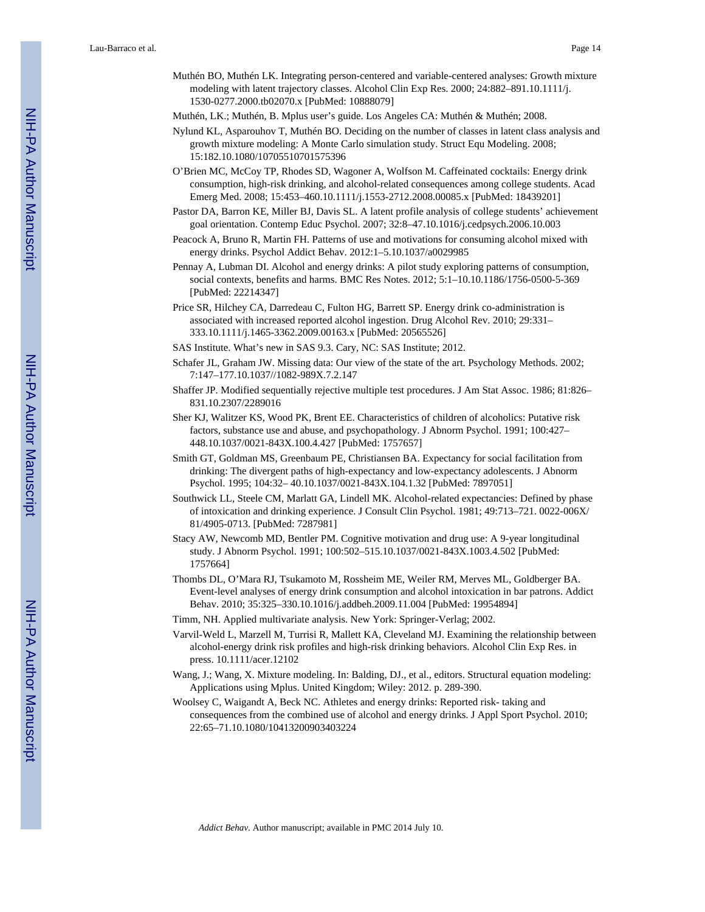Muthén BO, Muthén LK. Integrating person-centered and variable-centered analyses: Growth mixture modeling with latent trajectory classes. Alcohol Clin Exp Res. 2000; 24:882–891.10.1111/j.1530-0277.2000.tb02070.x [PubMed: 10888079]

Muthén, LK.; Muthén, B. Mplus user's guide. Los Angeles CA: Muthén & Muthén; 2008.

Nylund KL, Asparouhov T, Muthén BO. Deciding on the number of classes in latent class analysis and growth mixture modeling: A Monte Carlo simulation study. Struct Equ Modeling. 2008; 15:182.10.1080/10705510701575396

O'Brien MC, McCoy TP, Rhodes SD, Wagoner A, Wolfson M. Caffeinated cocktails: Energy drink consumption, high-risk drinking, and alcohol-related consequences among college students. Acad Emerg Med. 2008; 15:453–460.10.1111/j.1553-2712.2008.00085.x [PubMed: 18439201]

Pastor DA, Barron KE, Miller BJ, Davis SL. A latent profile analysis of college students' achievement goal orientation. Contemp Educ Psychol. 2007; 32:8–47.10.1016/j.cedpsych.2006.10.003

Peacock A, Bruno R, Martin FH. Patterns of use and motivations for consuming alcohol mixed with energy drinks. Psychol Addict Behav. 2012:1–5.10.1037/a0029985

Pennay A, Lubman DI. Alcohol and energy drinks: A pilot study exploring patterns of consumption, social contexts, benefits and harms. BMC Res Notes. 2012; 5:1–10.10.1186/1756-0500-5-369 [PubMed: 22214347]

Price SR, Hilchey CA, Darredeau C, Fulton HG, Barrett SP. Energy drink co-administration is associated with increased reported alcohol ingestion. Drug Alcohol Rev. 2010; 29:331–333.10.1111/j.1465-3362.2009.00163.x [PubMed: 20565526]

SAS Institute. What's new in SAS 9.3. Cary, NC: SAS Institute; 2012.

Schafer JL, Graham JW. Missing data: Our view of the state of the art. Psychology Methods. 2002; 7:147–177.10.1037//1082-989X.7.2.147

Shaffer JP. Modified sequentially rejective multiple test procedures. J Am Stat Assoc. 1986; 81:826–831.10.2307/2289016

Sher KJ, Walitzer KS, Wood PK, Brent EE. Characteristics of children of alcoholics: Putative risk factors, substance use and abuse, and psychopathology. J Abnorm Psychol. 1991; 100:427–448.10.1037/0021-843X.100.4.427 [PubMed: 1757657]

Smith GT, Goldman MS, Greenbaum PE, Christiansen BA. Expectancy for social facilitation from drinking: The divergent paths of high-expectancy and low-expectancy adolescents. J Abnorm Psychol. 1995; 104:32– 40.10.1037/0021-843X.104.1.32 [PubMed: 7897051]

Southwick LL, Steele CM, Marlatt GA, Lindell MK. Alcohol-related expectancies: Defined by phase of intoxication and drinking experience. J Consult Clin Psychol. 1981; 49:713–721. 0022-006X/81/4905-0713. [PubMed: 7287981]

Stacy AW, Newcomb MD, Bentler PM. Cognitive motivation and drug use: A 9-year longitudinal study. J Abnorm Psychol. 1991; 100:502–515.10.1037/0021-843X.1003.4.502 [PubMed: 1757664]

Thombs DL, O'Mara RJ, Tsukamoto M, Rossheim ME, Weiler RM, Merves ML, Goldberger BA. Event-level analyses of energy drink consumption and alcohol intoxication in bar patrons. Addict Behav. 2010; 35:325–330.10.1016/j.addbeh.2009.11.004 [PubMed: 19954894]

Timm, NH. Applied multivariate analysis. New York: Springer-Verlag; 2002.

Varvil-Weld L, Marzell M, Turrisi R, Mallett KA, Cleveland MJ. Examining the relationship between alcohol-energy drink risk profiles and high-risk drinking behaviors. Alcohol Clin Exp Res. in press. 10.1111/acer.12102

Wang, J.; Wang, X. Mixture modeling. In: Balding, DJ., et al., editors. Structural equation modeling: Applications using Mplus. United Kingdom; Wiley: 2012. p. 289-390.

Woolsey C, Waigandt A, Beck NC. Athletes and energy drinks: Reported risk- taking and consequences from the combined use of alcohol and energy drinks. J Appl Sport Psychol. 2010; 22:65–71.10.1080/10413200903403224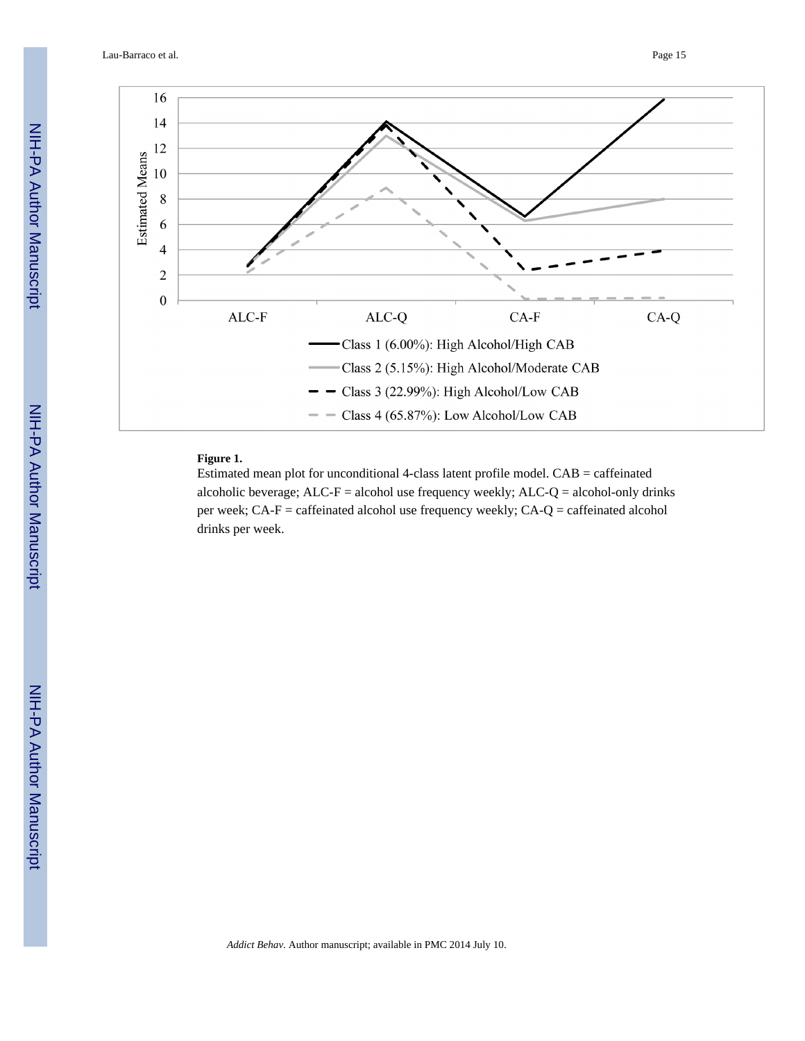**Figure 1.**

Estimated mean plot for unconditional 4-class latent profile model. CAB = caffeinated alcoholic beverage; ALC-F = alcohol use frequency weekly; ALC-Q = alcohol-only drinks per week; CA-F = caffeinated alcohol use frequency weekly; CA-Q = caffeinated alcohol drinks per week.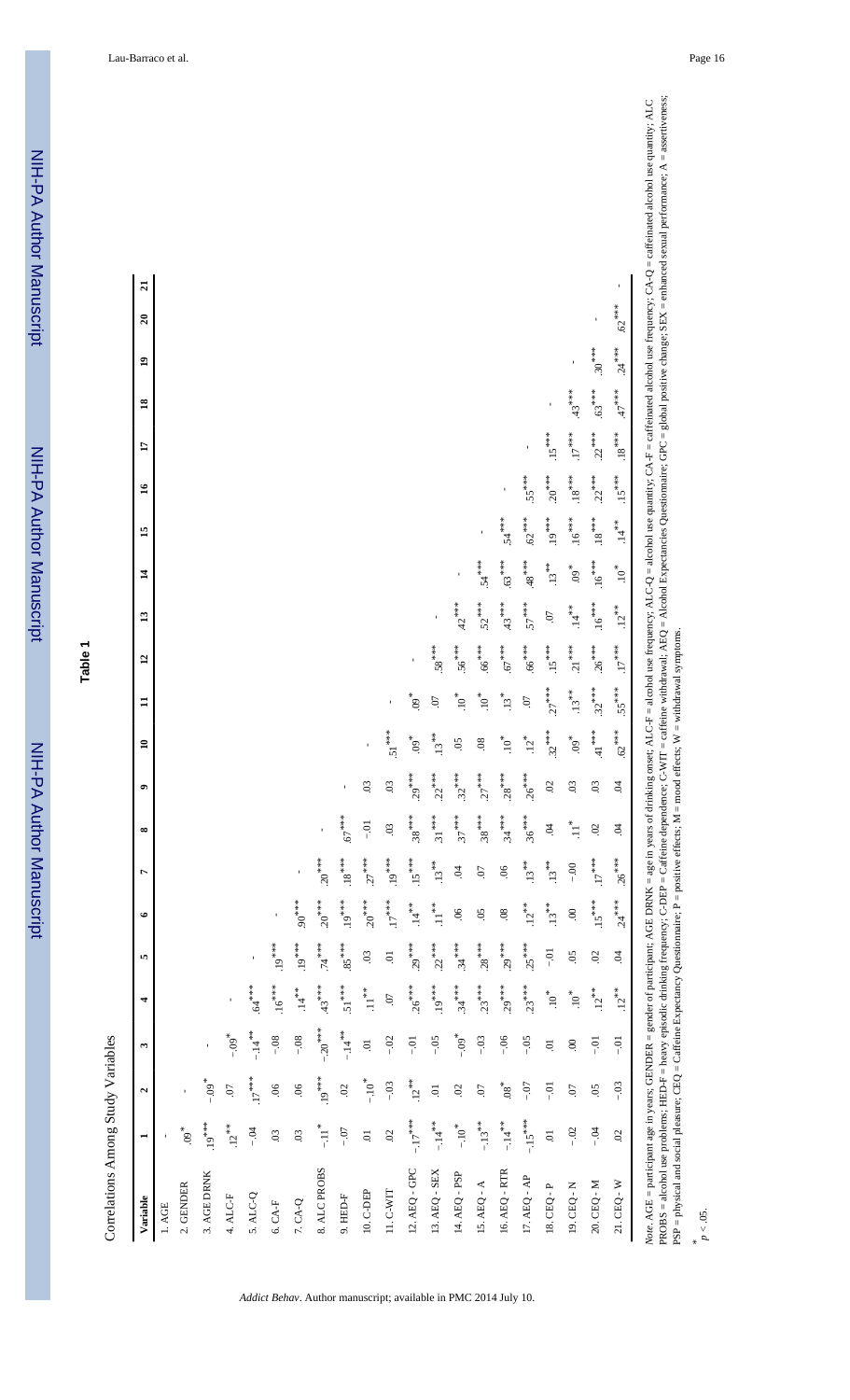**Table 1**

Correlations Among Study Variables

| Variable | 1 | 2 | 3 | 4 | 5 | 6 | 7 | 8 | 9 | 10 | 11 | 12 | 13 | 14 | 15 | 16 | 17 | 18 | 19 | 20 | 21 |
|---|---|---|---|---|---|---|---|---|---|---|---|---|---|---|---|---|---|---|---|---|---|
| 1. AGE | - | | | | | | | | | | | | | | | | | | | | |
| 2. GENDER | .09* | - | | | | | | | | | | | | | | | | | | | |
| 3. AGE DRNK | .19*** | -.09* | - | | | | | | | | | | | | | | | | | | |
| 4. ALC-F | .12** | .07 | -.09* | - | | | | | | | | | | | | | | | | | |
| 5. ALC-Q | -.04 | .17*** | -.14** | .64*** | - | | | | | | | | | | | | | | | | |
| 6. CA-F | .03 | .06 | -.08 | .16*** | .19*** | - | | | | | | | | | | | | | | | |
| 7. CA-Q | .03 | .06 | -.08 | .14** | .19*** | .90*** | - | | | | | | | | | | | | | | |
| 8. ALC PROBS | -.11* | .19*** | -.20*** | .43*** | .74*** | .20*** | .20*** | - | | | | | | | | | | | | | |
| 9. HED-F | -.07 | .02 | -.14** | .51*** | .85*** | .19*** | .18*** | .67*** | - | | | | | | | | | | | | |
| 10. C-DEP | .01 | -.10* | .01 | .11** | .03 | .20*** | .27*** | -.01 | .03 | - | | | | | | | | | | | |
| 11. C-WIT | .02 | -.03 | -.02 | .07 | .01 | .17*** | .19*** | .03 | .03 | .51*** | - | | | | | | | | | | |
| 12. AEQ - GPC | -.17*** | .12** | -.01 | .26*** | .29*** | .14** | .15*** | .38*** | .29*** | .09* | .09* | - | | | | | | | | | |
| 13. AEQ - SEX | -.14** | .01 | -.05 | .19*** | .22*** | .11** | .13** | .31*** | .22*** | .13** | .07 | .58*** | - | | | | | | | | |
| 14. AEQ - PSP | -.10* | .02 | -.09* | .34*** | .34*** | .06 | .04 | .37*** | .32*** | .05 | .10* | .56*** | .42*** | - | | | | | | | |
| 15. AEQ - A | -.13** | .07 | -.03 | .23*** | .28*** | .05 | .07 | .38*** | .27*** | .08 | .10* | .66*** | .52*** | .54*** | - | | | | | | |
| 16. AEQ - RTR | -.14** | .08* | -.06 | .29*** | .29*** | .08 | .06 | .34*** | .28*** | .10* | .13* | .67*** | .43*** | .63*** | .54*** | - | | | | | |
| 17. AEQ - AP | -.15*** | -.07 | -.05 | .23*** | .25*** | .12** | .13** | .36*** | .26*** | .12* | .07 | .66*** | .57*** | .48*** | .62*** | .55*** | - | | | | |
| 18. CEQ - P | .01 | -.01 | .01 | .10* | -.01 | .13** | .13** | .04 | .02 | .32*** | .27*** | .15*** | .07 | .13** | .19*** | .20*** | .15*** | - | | | |
| 19. CEQ - N | -.02 | .07 | .00 | .10* | .05 | .00 | -.00 | .11* | .03 | .09* | .13** | .21*** | .14** | .09* | .16*** | .18*** | .17*** | .43*** | - | | |
| 20. CEQ - M | -.04 | .05 | -.01 | .12** | .02 | .15*** | .17*** | .02 | .03 | .41*** | .32*** | .26*** | .16*** | .16*** | .18*** | .22*** | .22*** | .63*** | .30*** | - | |
| 21. CEQ - W | .02 | -.03 | -.01 | .12** | .04 | .24*** | .26*** | .04 | .04 | .62*** | .55*** | .17*** | .12** | .10* | .14** | .15*** | .18*** | .47*** | .24*** | .62*** | - |

*Note*. AGE = participant age in years; GENDER = gender of participant; AGE DRNK = age in years of drinking onset; ALC-F = alcohol use frequency; ALC-Q = alcohol use quantity; CA-F = caffeinated alcohol use frequency; CA-Q = caffeinated alcohol use quantity; ALC PROBS = alcohol use problems; HED-F = heavy episodic drinking frequency; C-DEP = Caffeine dependence; C-WIT = caffeine withdrawal; AEQ = Alcohol Expectancies Questionnaire; GPC = global positive change; SEX = enhanced sexual performance; A = assertiveness; PSP = physical and social pleasure; CEQ = Caffeine Expectancy Questionnaire; P = positive effects; M = mood effects; W = withdrawal symptoms.

\* $p < .05$.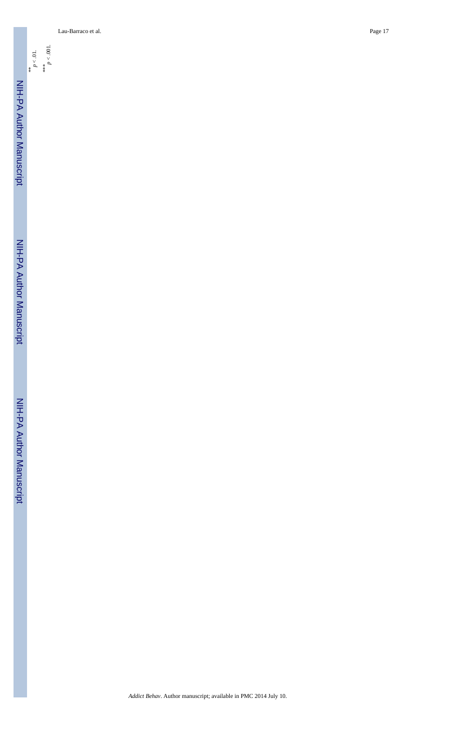** $p < .01$.

*** $p < .001$.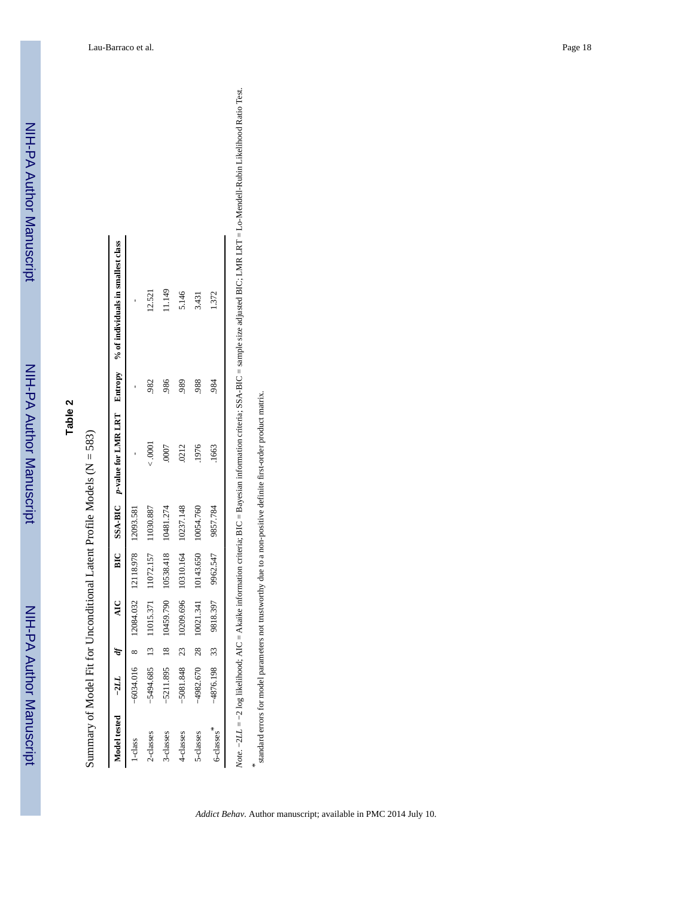## Table 2

Summary of Model Fit for Unconditional Latent Profile Models (N = 583)

| Model tested | −2*LL* | *df* | AIC | BIC | SSA-BIC | *p*-value for LMR LRT | Entropy | % of individuals in smallest class |
|---|---|---|---|---|---|---|---|---|
| 1-class | −6034.016 | 8 | 12084.032 | 12118.978 | 12093.581 | - | - | - |
| 2-classes | −5494.685 | 13 | 11015.371 | 11072.157 | 11030.887 | < .0001 | .982 | 12.521 |
| 3-classes | −5211.895 | 18 | 10459.790 | 10538.418 | 10481.274 | .0007 | .986 | 11.149 |
| 4-classes | −5081.848 | 23 | 10209.696 | 10310.164 | 10237.148 | .0212 | .989 | 5.146 |
| 5-classes | −4982.670 | 28 | 10021.341 | 10143.650 | 10054.760 | .1976 | .988 | 3.431 |
| 6-classes* | −4876.198 | 33 | 9818.397 | 9962.547 | 9857.784 | .1663 | .984 | 1.372 |

*Note.* −2*LL* = −2 log likelihood; AIC = Akaike information criteria; BIC = Bayesian information criteria; SSA-BIC = sample size adjusted BIC; LMR LRT = Lo-Mendell-Rubin Likelihood Ratio Test.

\* standard errors for model parameters not trustworthy due to a non-positive definite first-order product matrix.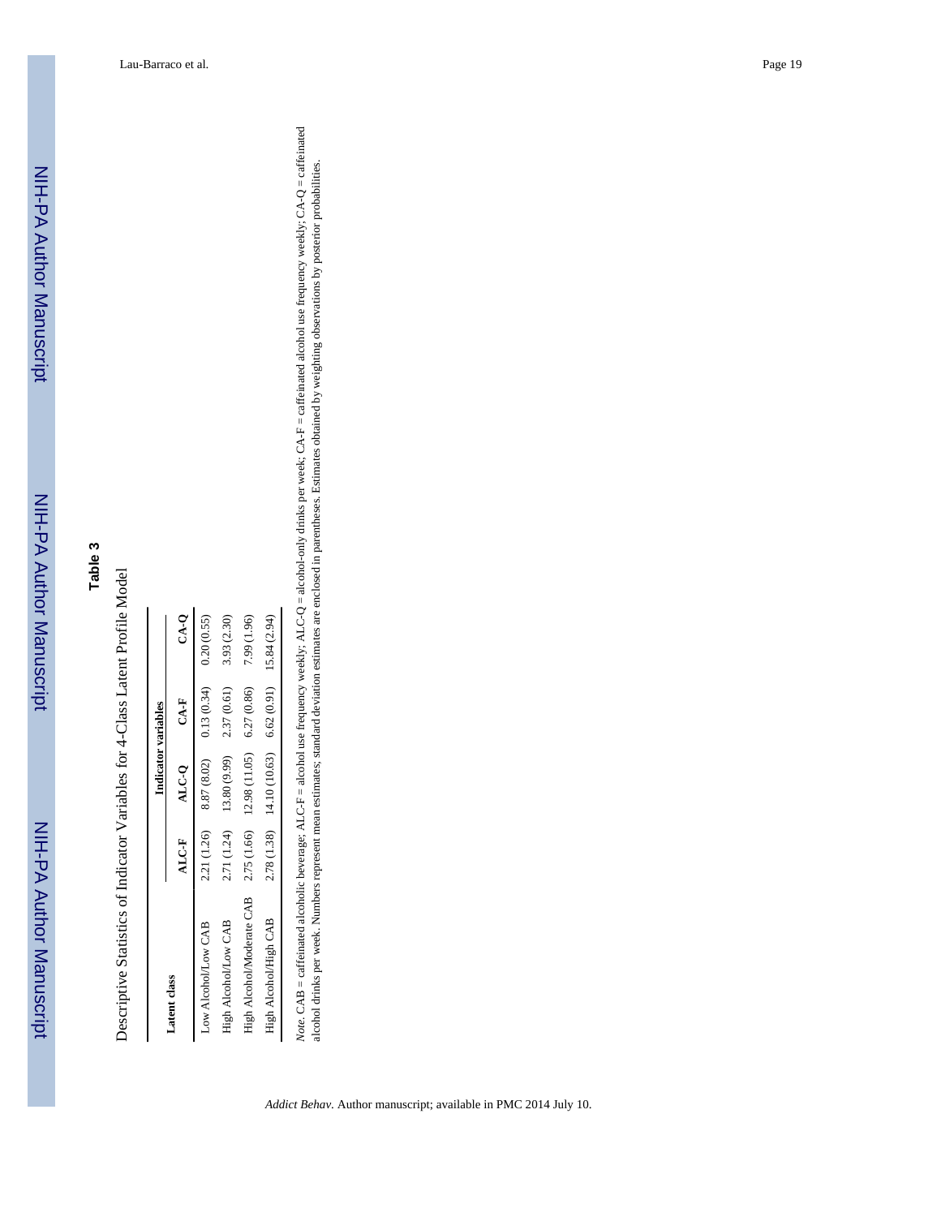## Table 3

Descriptive Statistics of Indicator Variables for 4-Class Latent Profile Model

| Latent class | Indicator variables | | | |
|---|---|---|---|---|
| | ALC-F | ALC-Q | CA-F | CA-Q |
| Low Alcohol/Low CAB | 2.21 (1.26) | 8.87 (8.02) | 0.13 (0.34) | 0.20 (0.55) |
| High Alcohol/Low CAB | 2.71 (1.24) | 13.80 (9.99) | 2.37 (0.61) | 3.93 (2.30) |
| High Alcohol/Moderate CAB | 2.75 (1.66) | 12.98 (11.05) | 6.27 (0.86) | 7.99 (1.96) |
| High Alcohol/High CAB | 2.78 (1.38) | 14.10 (10.63) | 6.62 (0.91) | 15.84 (2.94) |

*Note*. CAB = caffeinated alcoholic beverage; ALC-F = alcohol use frequency weekly; ALC-Q = alcohol-only drinks per week; CA-F = caffeinated alcohol use frequency weekly; CA-Q = caffeinated alcohol drinks per week. Numbers represent mean estimates; standard deviation estimates are enclosed in parentheses. Estimates obtained by weighting observations by posterior probabilities.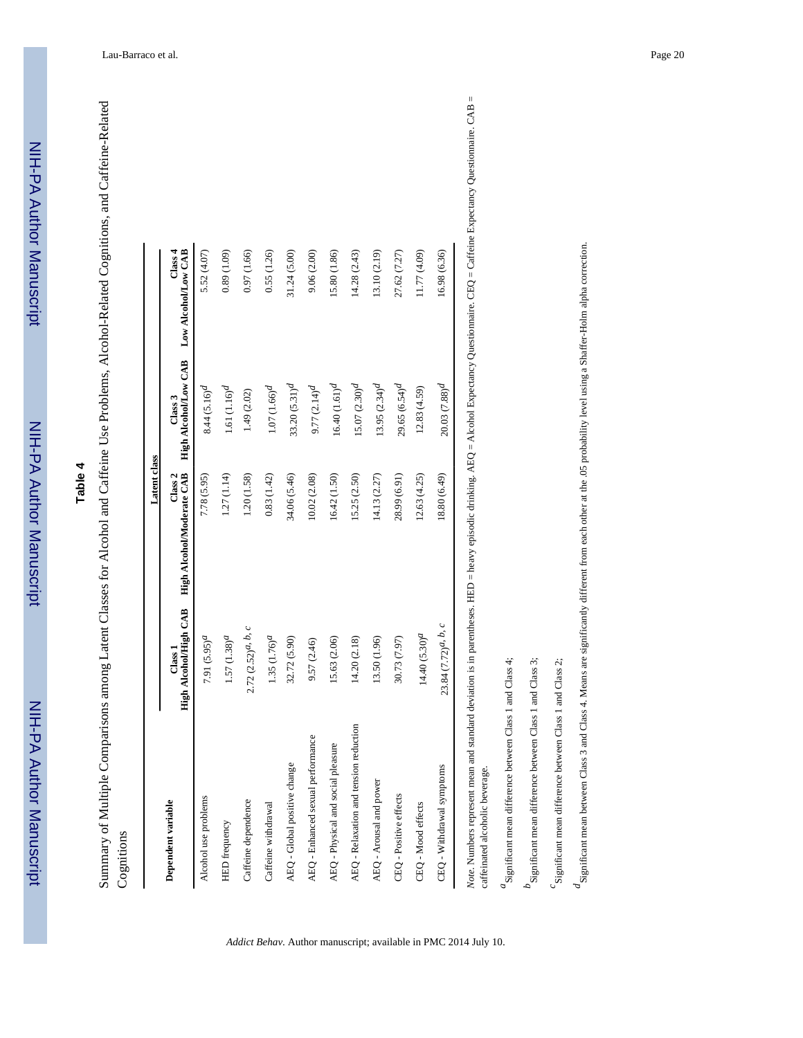**Table 4**

Summary of Multiple Comparisons among Latent Classes for Alcohol and Caffeine Use Problems, Alcohol-Related Cognitions, and Caffeine-Related Cognitions

| Dependent variable | Latent class | | | |
|---|---|---|---|---|
| | Class 1 High Alcohol/High CAB | Class 2 High Alcohol/Moderate CAB | Class 3 High Alcohol/Low CAB | Class 4 Low Alcohol/Low CAB |
| Alcohol use problems | 7.91 (5.95)[a] | 7.78 (5.95) | 8.44 (5.16)[d] | 5.52 (4.07) |
| HED frequency | 1.57 (1.38)[a] | 1.27 (1.14) | 1.61 (1.16)[d] | 0.89 (1.09) |
| Caffeine dependence | 2.72 (2.52)[a, b, c] | 1.20 (1.58) | 1.49 (2.02) | 0.97 (1.66) |
| Caffeine withdrawal | 1.35 (1.76)[a] | 0.83 (1.42) | 1.07 (1.66)[d] | 0.55 (1.26) |
| AEQ - Global positive change | 32.72 (5.90) | 34.06 (5.46) | 33.20 (5.31)[d] | 31.24 (5.00) |
| AEQ - Enhanced sexual performance | 9.57 (2.46) | 10.02 (2.08) | 9.77 (2.14)[d] | 9.06 (2.00) |
| AEQ - Physical and social pleasure | 15.63 (2.06) | 16.42 (1.50) | 16.40 (1.61)[d] | 15.80 (1.86) |
| AEQ - Relaxation and tension reduction | 14.20 (2.18) | 15.25 (2.50) | 15.07 (2.30)[d] | 14.28 (2.43) |
| AEQ - Arousal and power | 13.50 (1.96) | 14.13 (2.27) | 13.95 (2.34)[d] | 13.10 (2.19) |
| CEQ - Positive effects | 30.73 (7.97) | 28.99 (6.91) | 29.65 (6.54)[d] | 27.62 (7.27) |
| CEQ - Mood effects | 14.40 (5.30)[a] | 12.63 (4.25) | 12.83 (4.59) | 11.77 (4.09) |
| CEQ - Withdrawal symptoms | 23.84 (7.72)[a, b, c] | 18.80 (6.49) | 20.03 (7.88)[d] | 16.98 (6.36) |

*Note*. Numbers represent mean and standard deviation is in parentheses. HED = heavy episodic drinking. AEQ = Alcohol Expectancy Questionnaire. CEQ = Caffeine Expectancy Questionnaire. CAB = caffeinated alcoholic beverage.

[a]Significant mean difference between Class 1 and Class 4;

[b]Significant mean difference between Class 1 and Class 3;

[c]Significant mean difference between Class 1 and Class 2;

[d]Significant mean between Class 3 and Class 4. Means are significantly different from each other at the .05 probability level using a Shaffer-Holm alpha correction.